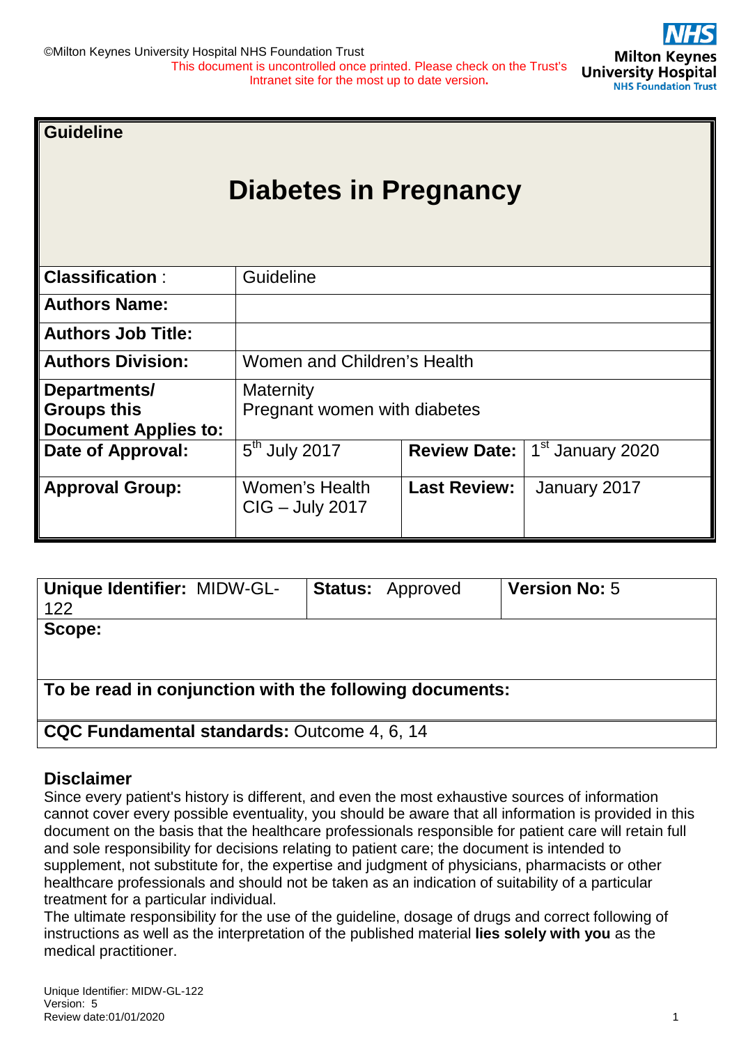©Milton Keynes University Hospital NHS Foundation Trust
This document is uncontrolled once printed. Please check on the Trust's Intranet site for the most up to date version.

**Guideline**

# Diabetes in Pregnancy

| **Classification** : | Guideline | | |
|---|---|---|---|
| **Authors Name:** | | | |
| **Authors Job Title:** | | | |
| **Authors Division:** | Women and Children's Health | | |
| **Departments/ Groups this Document Applies to:** | Maternity<br>Pregnant women with diabetes | | |
| **Date of Approval:** | 5th July 2017 | **Review Date:** | 1st January 2020 |
| **Approval Group:** | Women's Health CIG – July 2017 | **Last Review:** | January 2017 |

| **Unique Identifier:** MIDW-GL-122 | **Status:** Approved | **Version No:** 5 |
|---|---|---|
| **Scope:** | | |
| **To be read in conjunction with the following documents:** | | |
| **CQC Fundamental standards:** Outcome 4, 6, 14 | | |

## Disclaimer

Since every patient's history is different, and even the most exhaustive sources of information cannot cover every possible eventuality, you should be aware that all information is provided in this document on the basis that the healthcare professionals responsible for patient care will retain full and sole responsibility for decisions relating to patient care; the document is intended to supplement, not substitute for, the expertise and judgment of physicians, pharmacists or other healthcare professionals and should not be taken as an indication of suitability of a particular treatment for a particular individual.
The ultimate responsibility for the use of the guideline, dosage of drugs and correct following of instructions as well as the interpretation of the published material **lies solely with you** as the medical practitioner.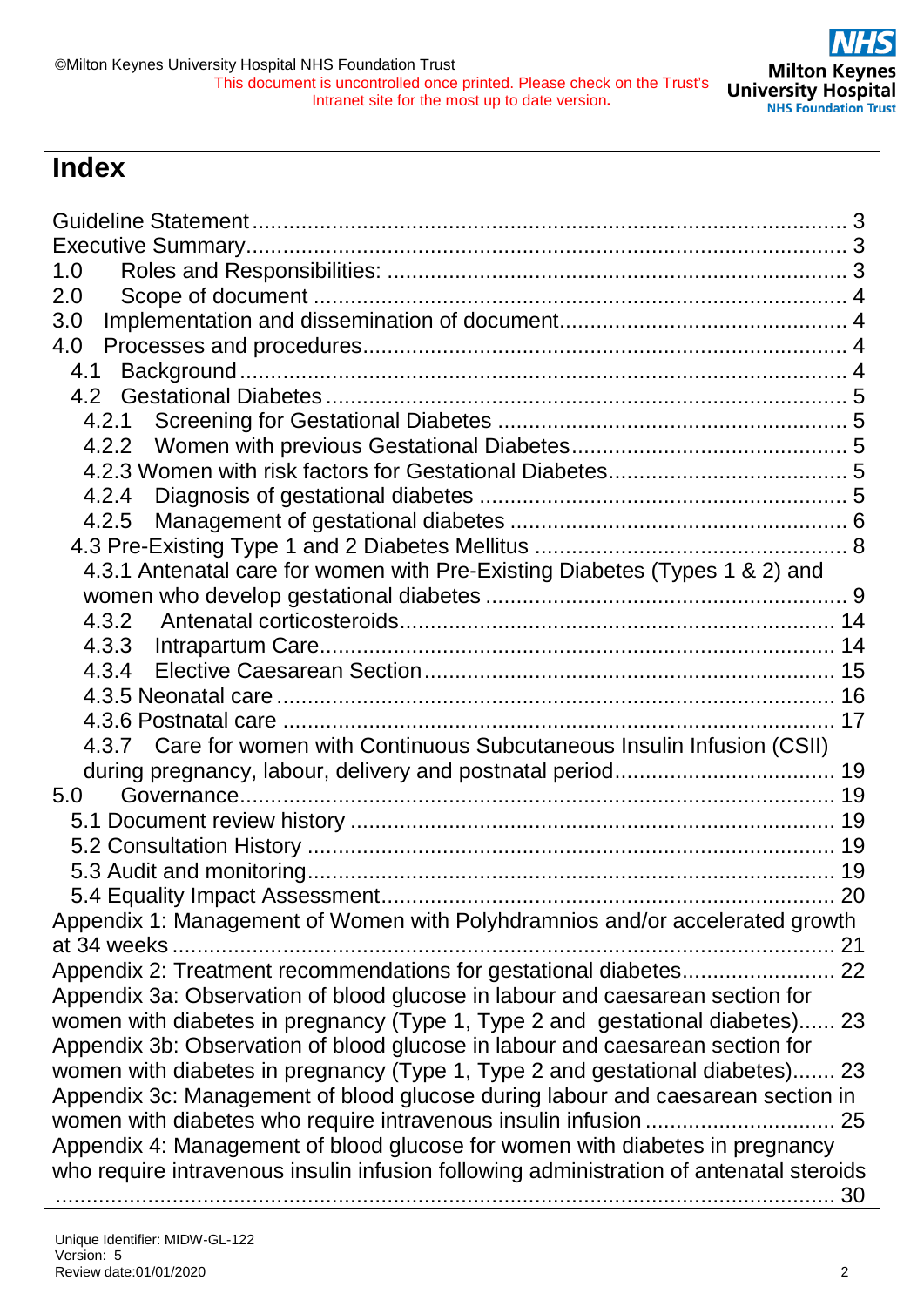# Index

Guideline Statement ............................................................................................. 3
Executive Summary ............................................................................................. 3
1.0 Roles and Responsibilities: ............................................................................ 3
2.0 Scope of document ........................................................................................ 4
3.0 Implementation and dissemination of document ............................................. 4
4.0 Processes and procedures ............................................................................. 4
- 4.1 Background ................................................................................................ 4
- 4.2 Gestational Diabetes .................................................................................. 5
  - 4.2.1 Screening for Gestational Diabetes ....................................................... 5
  - 4.2.2 Women with previous Gestational Diabetes ........................................... 5
  - 4.2.3 Women with risk factors for Gestational Diabetes ................................... 5
  - 4.2.4 Diagnosis of gestational diabetes .......................................................... 5
  - 4.2.5 Management of gestational diabetes ..................................................... 6
- 4.3 Pre-Existing Type 1 and 2 Diabetes Mellitus ................................................ 8
  - 4.3.1 Antenatal care for women with Pre-Existing Diabetes (Types 1 & 2) and women who develop gestational diabetes ......................................................... 9
  - 4.3.2 Antenatal corticosteroids ..................................................................... 14
  - 4.3.3 Intrapartum Care ................................................................................ 14
  - 4.3.4 Elective Caesarean Section ................................................................. 15
  - 4.3.5 Neonatal care ..................................................................................... 16
  - 4.3.6 Postnatal care ..................................................................................... 17
  - 4.3.7 Care for women with Continuous Subcutaneous Insulin Infusion (CSII) during pregnancy, labour, delivery and postnatal period .................................. 19

5.0 Governance ................................................................................................ 19
- 5.1 Document review history ........................................................................... 19
- 5.2 Consultation History .................................................................................. 19
- 5.3 Audit and monitoring .................................................................................. 19
- 5.4 Equality Impact Assessment ....................................................................... 20

Appendix 1: Management of Women with Polyhdramnios and/or accelerated growth at 34 weeks ........................................................................................................ 21
Appendix 2: Treatment recommendations for gestational diabetes ......................... 22
Appendix 3a: Observation of blood glucose in labour and caesarean section for women with diabetes in pregnancy (Type 1, Type 2 and gestational diabetes) ...... 23
Appendix 3b: Observation of blood glucose in labour and caesarean section for women with diabetes in pregnancy (Type 1, Type 2 and gestational diabetes) ....... 23
Appendix 3c: Management of blood glucose during labour and caesarean section in women with diabetes who require intravenous insulin infusion ............................. 25
Appendix 4: Management of blood glucose for women with diabetes in pregnancy who require intravenous insulin infusion following administration of antenatal steroids ........................................................................................................... 30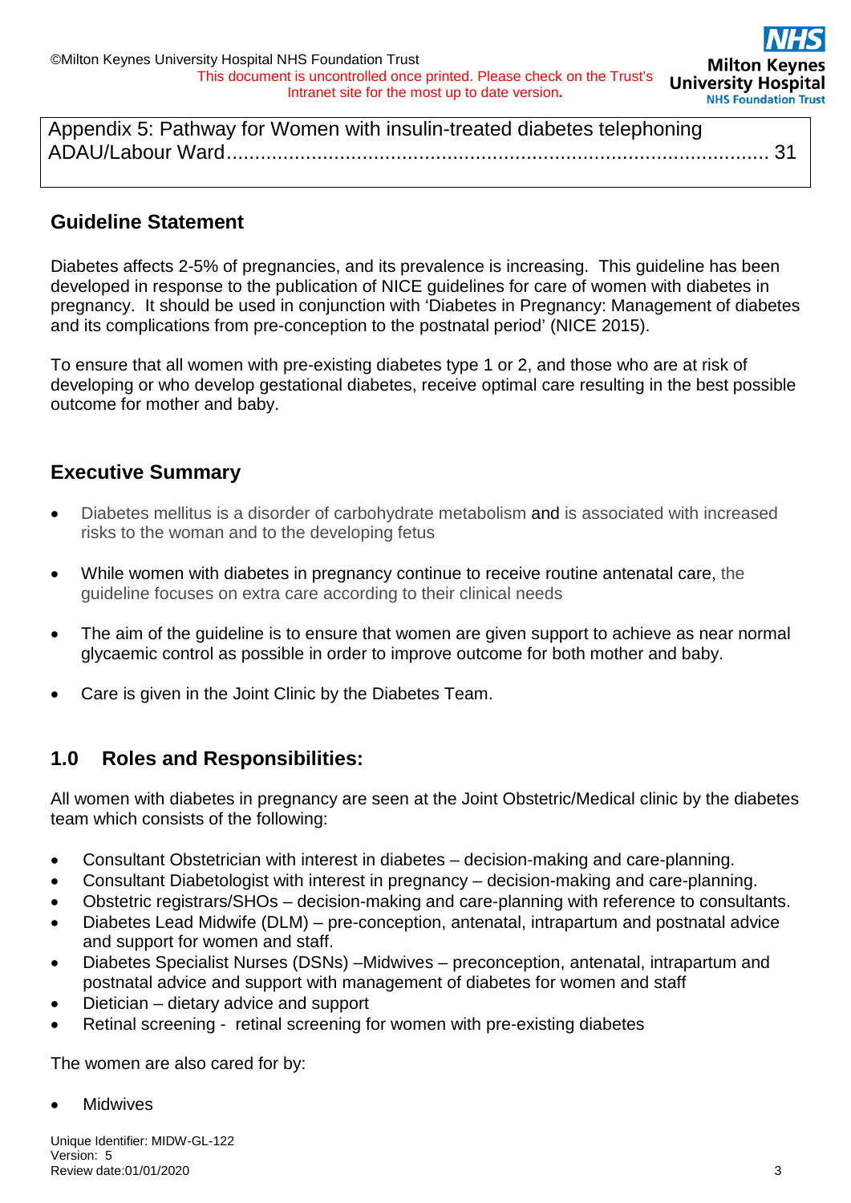Appendix 5: Pathway for Women with insulin-treated diabetes telephoning ADAU/Labour Ward........................................................................................ 31

## Guideline Statement

Diabetes affects 2-5% of pregnancies, and its prevalence is increasing. This guideline has been developed in response to the publication of NICE guidelines for care of women with diabetes in pregnancy. It should be used in conjunction with 'Diabetes in Pregnancy: Management of diabetes and its complications from pre-conception to the postnatal period' (NICE 2015).

To ensure that all women with pre-existing diabetes type 1 or 2, and those who are at risk of developing or who develop gestational diabetes, receive optimal care resulting in the best possible outcome for mother and baby.

## Executive Summary

- Diabetes mellitus is a disorder of carbohydrate metabolism and is associated with increased risks to the woman and to the developing fetus
- While women with diabetes in pregnancy continue to receive routine antenatal care, the guideline focuses on extra care according to their clinical needs
- The aim of the guideline is to ensure that women are given support to achieve as near normal glycaemic control as possible in order to improve outcome for both mother and baby.
- Care is given in the Joint Clinic by the Diabetes Team.

## 1.0 Roles and Responsibilities:

All women with diabetes in pregnancy are seen at the Joint Obstetric/Medical clinic by the diabetes team which consists of the following:

- Consultant Obstetrician with interest in diabetes – decision-making and care-planning.
- Consultant Diabetologist with interest in pregnancy – decision-making and care-planning.
- Obstetric registrars/SHOs – decision-making and care-planning with reference to consultants.
- Diabetes Lead Midwife (DLM) – pre-conception, antenatal, intrapartum and postnatal advice and support for women and staff.
- Diabetes Specialist Nurses (DSNs) –Midwives – preconception, antenatal, intrapartum and postnatal advice and support with management of diabetes for women and staff
- Dietician – dietary advice and support
- Retinal screening - retinal screening for women with pre-existing diabetes

The women are also cared for by:

- Midwives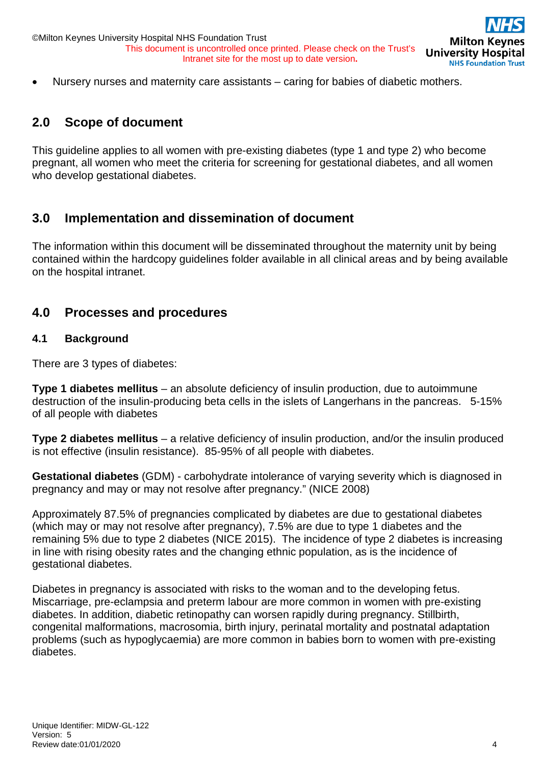- Nursery nurses and maternity care assistants – caring for babies of diabetic mothers.

## 2.0 Scope of document

This guideline applies to all women with pre-existing diabetes (type 1 and type 2) who become pregnant, all women who meet the criteria for screening for gestational diabetes, and all women who develop gestational diabetes.

## 3.0 Implementation and dissemination of document

The information within this document will be disseminated throughout the maternity unit by being contained within the hardcopy guidelines folder available in all clinical areas and by being available on the hospital intranet.

## 4.0 Processes and procedures

### 4.1 Background

There are 3 types of diabetes:

**Type 1 diabetes mellitus** – an absolute deficiency of insulin production, due to autoimmune destruction of the insulin-producing beta cells in the islets of Langerhans in the pancreas. 5-15% of all people with diabetes

**Type 2 diabetes mellitus** – a relative deficiency of insulin production, and/or the insulin produced is not effective (insulin resistance). 85-95% of all people with diabetes.

**Gestational diabetes** (GDM) - carbohydrate intolerance of varying severity which is diagnosed in pregnancy and may or may not resolve after pregnancy." (NICE 2008)

Approximately 87.5% of pregnancies complicated by diabetes are due to gestational diabetes (which may or may not resolve after pregnancy), 7.5% are due to type 1 diabetes and the remaining 5% due to type 2 diabetes (NICE 2015). The incidence of type 2 diabetes is increasing in line with rising obesity rates and the changing ethnic population, as is the incidence of gestational diabetes.

Diabetes in pregnancy is associated with risks to the woman and to the developing fetus. Miscarriage, pre-eclampsia and preterm labour are more common in women with pre-existing diabetes. In addition, diabetic retinopathy can worsen rapidly during pregnancy. Stillbirth, congenital malformations, macrosomia, birth injury, perinatal mortality and postnatal adaptation problems (such as hypoglycaemia) are more common in babies born to women with pre-existing diabetes.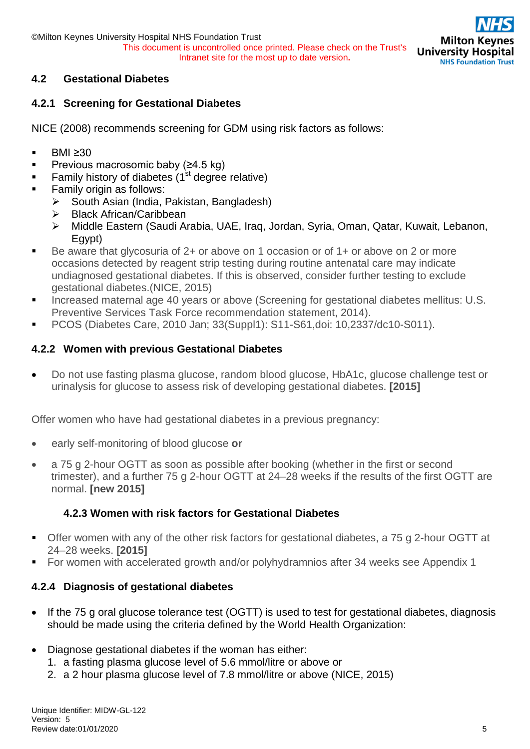## 4.2 Gestational Diabetes

### 4.2.1 Screening for Gestational Diabetes

NICE (2008) recommends screening for GDM using risk factors as follows:

- BMI ≥30
- Previous macrosomic baby (≥4.5 kg)
- Family history of diabetes (1st degree relative)
- Family origin as follows:
    - South Asian (India, Pakistan, Bangladesh)
    - Black African/Caribbean
    - Middle Eastern (Saudi Arabia, UAE, Iraq, Jordan, Syria, Oman, Qatar, Kuwait, Lebanon, Egypt)
- Be aware that glycosuria of 2+ or above on 1 occasion or of 1+ or above on 2 or more occasions detected by reagent strip testing during routine antenatal care may indicate undiagnosed gestational diabetes. If this is observed, consider further testing to exclude gestational diabetes.(NICE, 2015)
- Increased maternal age 40 years or above (Screening for gestational diabetes mellitus: U.S. Preventive Services Task Force recommendation statement, 2014).
- PCOS (Diabetes Care, 2010 Jan; 33(Suppl1): S11-S61,doi: 10,2337/dc10-S011).

### 4.2.2 Women with previous Gestational Diabetes

- Do not use fasting plasma glucose, random blood glucose, HbA1c, glucose challenge test or urinalysis for glucose to assess risk of developing gestational diabetes. **[2015]**

Offer women who have had gestational diabetes in a previous pregnancy:

- early self-monitoring of blood glucose **or**
- a 75 g 2-hour OGTT as soon as possible after booking (whether in the first or second trimester), and a further 75 g 2-hour OGTT at 24–28 weeks if the results of the first OGTT are normal. **[new 2015]**

### 4.2.3 Women with risk factors for Gestational Diabetes

- Offer women with any of the other risk factors for gestational diabetes, a 75 g 2-hour OGTT at 24–28 weeks. **[2015]**
- For women with accelerated growth and/or polyhydramnios after 34 weeks see Appendix 1

### 4.2.4 Diagnosis of gestational diabetes

- If the 75 g oral glucose tolerance test (OGTT) is used to test for gestational diabetes, diagnosis should be made using the criteria defined by the World Health Organization:

- Diagnose gestational diabetes if the woman has either:
    1. a fasting plasma glucose level of 5.6 mmol/litre or above or
    2. a 2 hour plasma glucose level of 7.8 mmol/litre or above (NICE, 2015)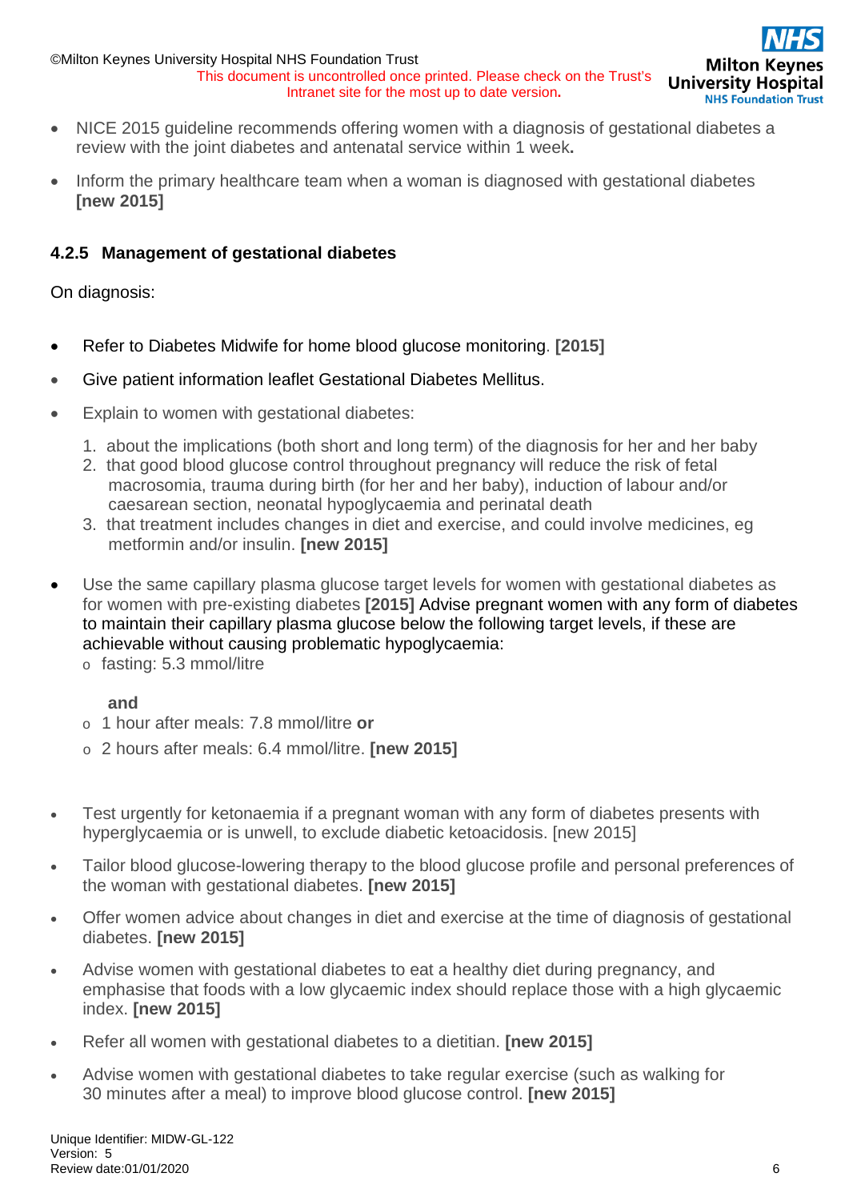- NICE 2015 guideline recommends offering women with a diagnosis of gestational diabetes a review with the joint diabetes and antenatal service within 1 week**.**
- Inform the primary healthcare team when a woman is diagnosed with gestational diabetes **[new 2015]**

### 4.2.5 Management of gestational diabetes

On diagnosis:

- Refer to Diabetes Midwife for home blood glucose monitoring. **[2015]**
- Give patient information leaflet Gestational Diabetes Mellitus.
- Explain to women with gestational diabetes:
  1. about the implications (both short and long term) of the diagnosis for her and her baby
  2. that good blood glucose control throughout pregnancy will reduce the risk of fetal macrosomia, trauma during birth (for her and her baby), induction of labour and/or caesarean section, neonatal hypoglycaemia and perinatal death
  3. that treatment includes changes in diet and exercise, and could involve medicines, eg metformin and/or insulin. **[new 2015]**
- Use the same capillary plasma glucose target levels for women with gestational diabetes as for women with pre-existing diabetes **[2015]** Advise pregnant women with any form of diabetes to maintain their capillary plasma glucose below the following target levels, if these are achievable without causing problematic hypoglycaemia:
  - fasting: 5.3 mmol/litre

    **and**
  - 1 hour after meals: 7.8 mmol/litre **or**
  - 2 hours after meals: 6.4 mmol/litre. **[new 2015]**
- Test urgently for ketonaemia if a pregnant woman with any form of diabetes presents with hyperglycaemia or is unwell, to exclude diabetic ketoacidosis. [new 2015]
- Tailor blood glucose-lowering therapy to the blood glucose profile and personal preferences of the woman with gestational diabetes. **[new 2015]**
- Offer women advice about changes in diet and exercise at the time of diagnosis of gestational diabetes. **[new 2015]**
- Advise women with gestational diabetes to eat a healthy diet during pregnancy, and emphasise that foods with a low glycaemic index should replace those with a high glycaemic index. **[new 2015]**
- Refer all women with gestational diabetes to a dietitian. **[new 2015]**
- Advise women with gestational diabetes to take regular exercise (such as walking for 30 minutes after a meal) to improve blood glucose control. **[new 2015]**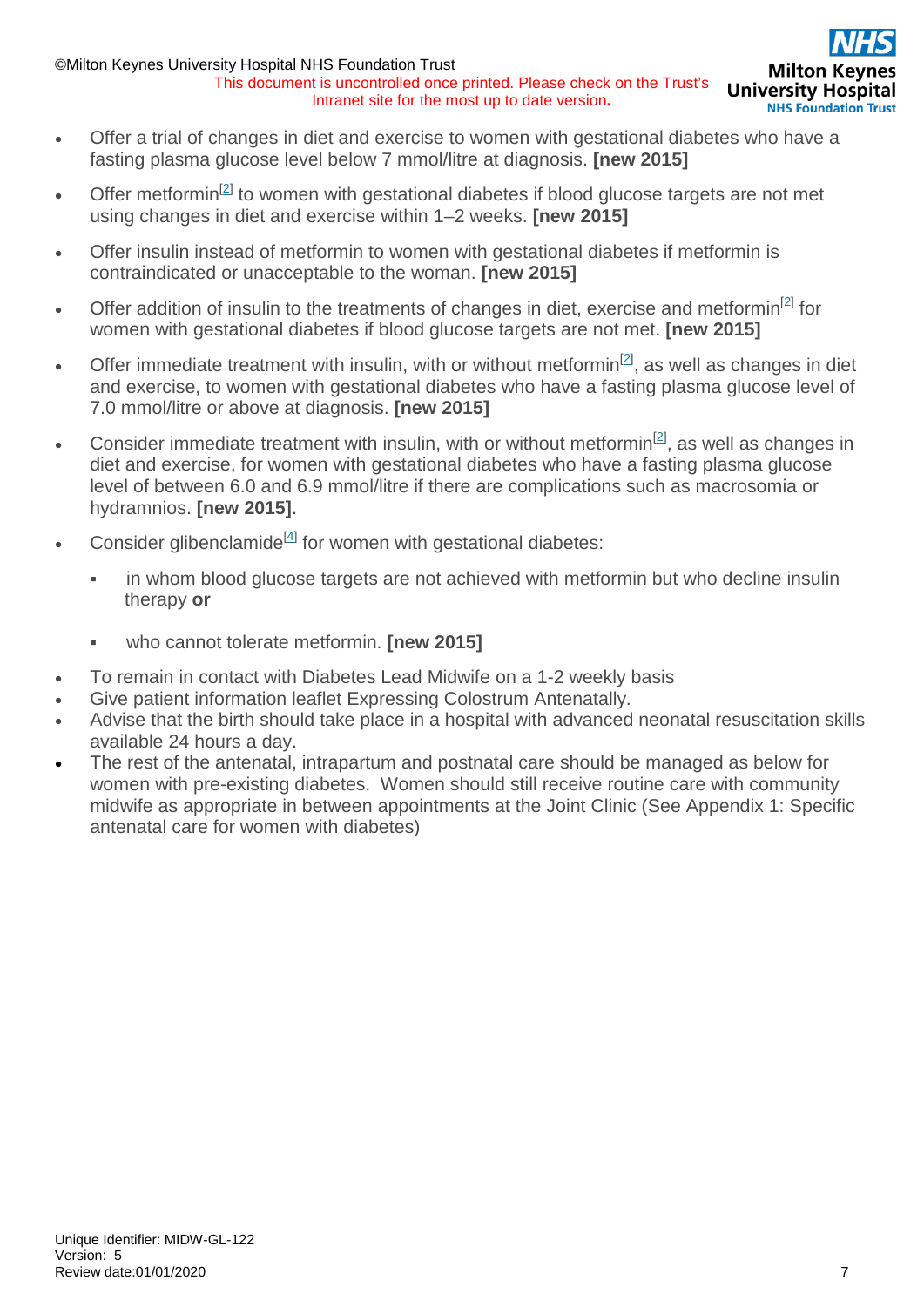- Offer a trial of changes in diet and exercise to women with gestational diabetes who have a fasting plasma glucose level below 7 mmol/litre at diagnosis. **[new 2015]**
- Offer metformin[2] to women with gestational diabetes if blood glucose targets are not met using changes in diet and exercise within 1–2 weeks. **[new 2015]**
- Offer insulin instead of metformin to women with gestational diabetes if metformin is contraindicated or unacceptable to the woman. **[new 2015]**
- Offer addition of insulin to the treatments of changes in diet, exercise and metformin[2] for women with gestational diabetes if blood glucose targets are not met. **[new 2015]**
- Offer immediate treatment with insulin, with or without metformin[2], as well as changes in diet and exercise, to women with gestational diabetes who have a fasting plasma glucose level of 7.0 mmol/litre or above at diagnosis. **[new 2015]**
- Consider immediate treatment with insulin, with or without metformin[2], as well as changes in diet and exercise, for women with gestational diabetes who have a fasting plasma glucose level of between 6.0 and 6.9 mmol/litre if there are complications such as macrosomia or hydramnios. **[new 2015]**.
- Consider glibenclamide[4] for women with gestational diabetes:
  - in whom blood glucose targets are not achieved with metformin but who decline insulin therapy **or**
  - who cannot tolerate metformin. **[new 2015]**
- To remain in contact with Diabetes Lead Midwife on a 1-2 weekly basis
- Give patient information leaflet Expressing Colostrum Antenatally.
- Advise that the birth should take place in a hospital with advanced neonatal resuscitation skills available 24 hours a day.
- The rest of the antenatal, intrapartum and postnatal care should be managed as below for women with pre-existing diabetes. Women should still receive routine care with community midwife as appropriate in between appointments at the Joint Clinic (See Appendix 1: Specific antenatal care for women with diabetes)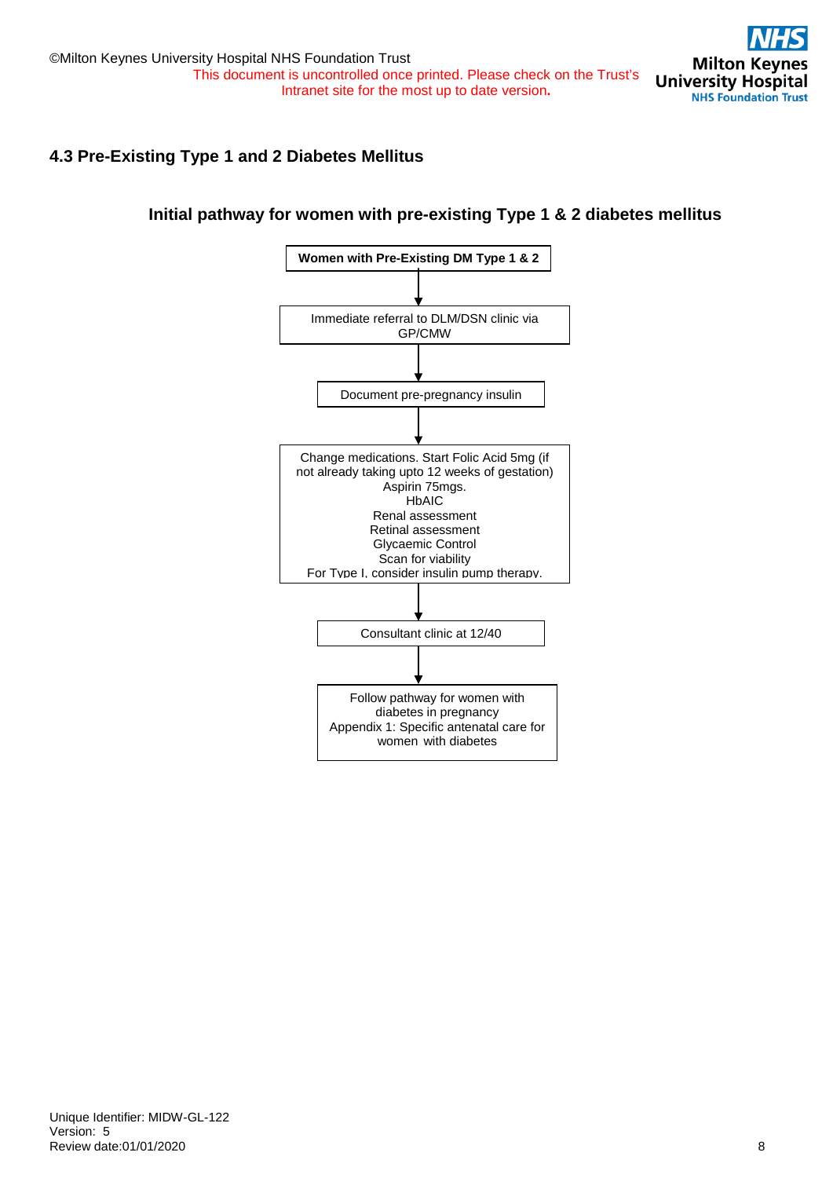## 4.3 Pre-Existing Type 1 and 2 Diabetes Mellitus

### Initial pathway for women with pre-existing Type 1 & 2 diabetes mellitus

**Women with Pre-Existing DM Type 1 & 2**

↓

Immediate referral to DLM/DSN clinic via GP/CMW

↓

Document pre-pregnancy insulin

↓

Change medications. Start Folic Acid 5mg (if not already taking upto 12 weeks of gestation)
Aspirin 75mgs.
HbAIC
Renal assessment
Retinal assessment
Glycaemic Control
Scan for viability
For Type I, consider insulin pump therapy.

↓

Consultant clinic at 12/40

↓

Follow pathway for women with diabetes in pregnancy
Appendix 1: Specific antenatal care for women with diabetes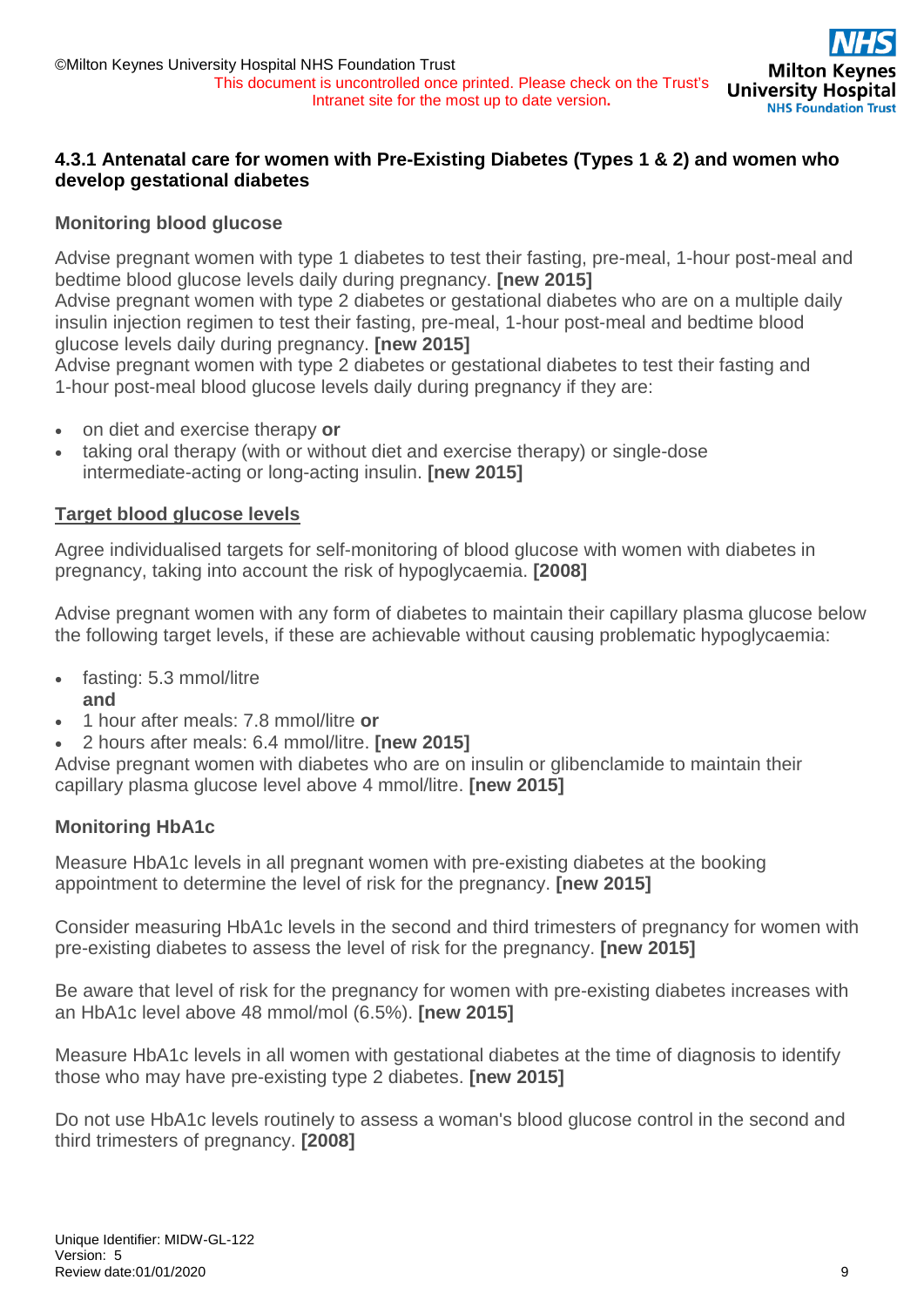### 4.3.1 Antenatal care for women with Pre-Existing Diabetes (Types 1 & 2) and women who develop gestational diabetes

**Monitoring blood glucose**

Advise pregnant women with type 1 diabetes to test their fasting, pre-meal, 1-hour post-meal and bedtime blood glucose levels daily during pregnancy. **[new 2015]**
Advise pregnant women with type 2 diabetes or gestational diabetes who are on a multiple daily insulin injection regimen to test their fasting, pre-meal, 1-hour post-meal and bedtime blood glucose levels daily during pregnancy. **[new 2015]**
Advise pregnant women with type 2 diabetes or gestational diabetes to test their fasting and 1-hour post-meal blood glucose levels daily during pregnancy if they are:

- on diet and exercise therapy **or**
- taking oral therapy (with or without diet and exercise therapy) or single-dose intermediate-acting or long-acting insulin. **[new 2015]**

**Target blood glucose levels**

Agree individualised targets for self-monitoring of blood glucose with women with diabetes in pregnancy, taking into account the risk of hypoglycaemia. **[2008]**

Advise pregnant women with any form of diabetes to maintain their capillary plasma glucose below the following target levels, if these are achievable without causing problematic hypoglycaemia:

- fasting: 5.3 mmol/litre
  **and**
- 1 hour after meals: 7.8 mmol/litre **or**
- 2 hours after meals: 6.4 mmol/litre. **[new 2015]**

Advise pregnant women with diabetes who are on insulin or glibenclamide to maintain their capillary plasma glucose level above 4 mmol/litre. **[new 2015]**

**Monitoring HbA1c**

Measure HbA1c levels in all pregnant women with pre-existing diabetes at the booking appointment to determine the level of risk for the pregnancy. **[new 2015]**

Consider measuring HbA1c levels in the second and third trimesters of pregnancy for women with pre-existing diabetes to assess the level of risk for the pregnancy. **[new 2015]**

Be aware that level of risk for the pregnancy for women with pre-existing diabetes increases with an HbA1c level above 48 mmol/mol (6.5%). **[new 2015]**

Measure HbA1c levels in all women with gestational diabetes at the time of diagnosis to identify those who may have pre-existing type 2 diabetes. **[new 2015]**

Do not use HbA1c levels routinely to assess a woman's blood glucose control in the second and third trimesters of pregnancy. **[2008]**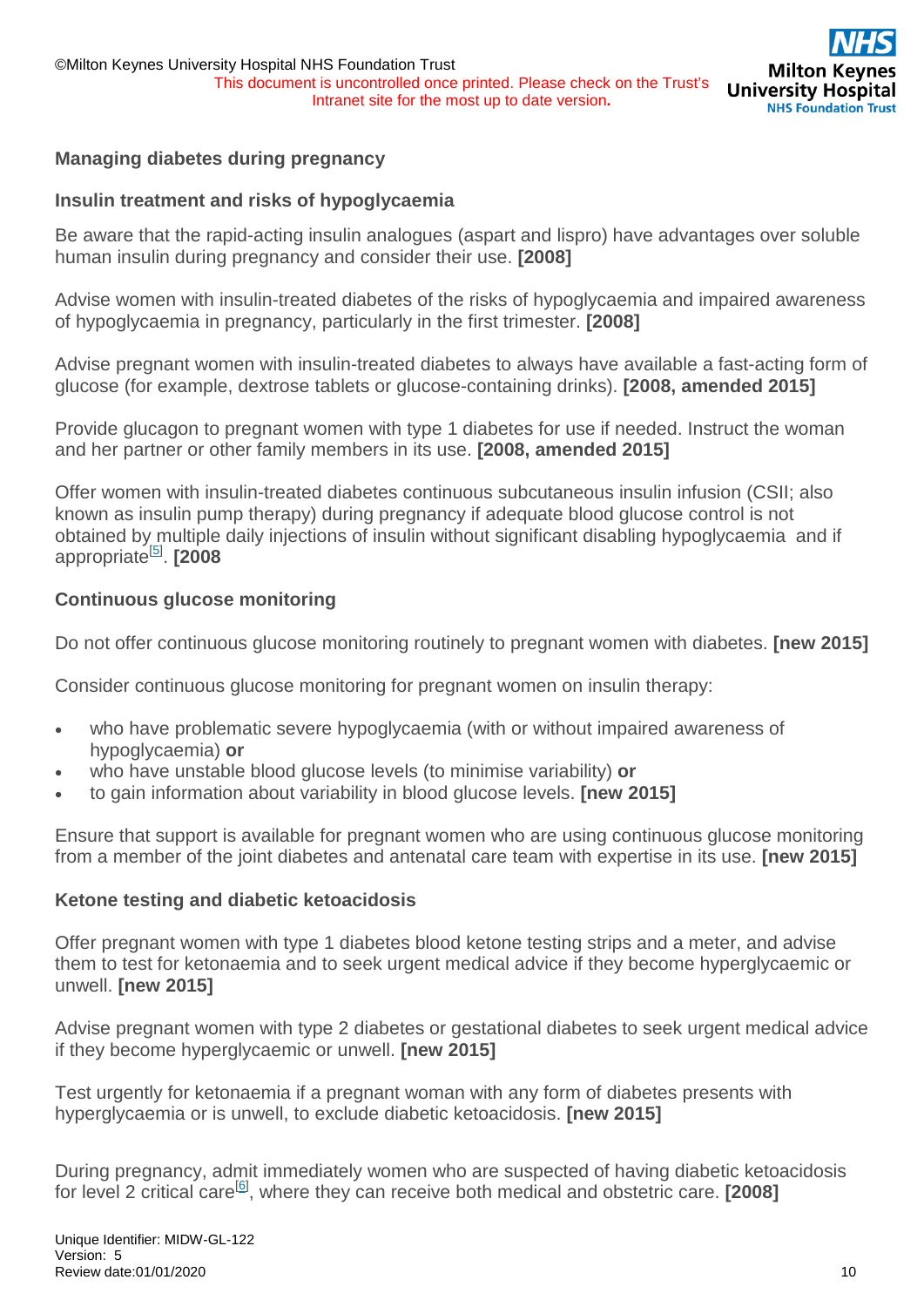### Managing diabetes during pregnancy

#### Insulin treatment and risks of hypoglycaemia

Be aware that the rapid-acting insulin analogues (aspart and lispro) have advantages over soluble human insulin during pregnancy and consider their use. **[2008]**

Advise women with insulin-treated diabetes of the risks of hypoglycaemia and impaired awareness of hypoglycaemia in pregnancy, particularly in the first trimester. **[2008]**

Advise pregnant women with insulin-treated diabetes to always have available a fast-acting form of glucose (for example, dextrose tablets or glucose-containing drinks). **[2008, amended 2015]**

Provide glucagon to pregnant women with type 1 diabetes for use if needed. Instruct the woman and her partner or other family members in its use. **[2008, amended 2015]**

Offer women with insulin-treated diabetes continuous subcutaneous insulin infusion (CSII; also known as insulin pump therapy) during pregnancy if adequate blood glucose control is not obtained by multiple daily injections of insulin without significant disabling hypoglycaemia and if appropriate[5]. **[2008**

#### Continuous glucose monitoring

Do not offer continuous glucose monitoring routinely to pregnant women with diabetes. **[new 2015]**

Consider continuous glucose monitoring for pregnant women on insulin therapy:

- who have problematic severe hypoglycaemia (with or without impaired awareness of hypoglycaemia) **or**
- who have unstable blood glucose levels (to minimise variability) **or**
- to gain information about variability in blood glucose levels. **[new 2015]**

Ensure that support is available for pregnant women who are using continuous glucose monitoring from a member of the joint diabetes and antenatal care team with expertise in its use. **[new 2015]**

#### Ketone testing and diabetic ketoacidosis

Offer pregnant women with type 1 diabetes blood ketone testing strips and a meter, and advise them to test for ketonaemia and to seek urgent medical advice if they become hyperglycaemic or unwell. **[new 2015]**

Advise pregnant women with type 2 diabetes or gestational diabetes to seek urgent medical advice if they become hyperglycaemic or unwell. **[new 2015]**

Test urgently for ketonaemia if a pregnant woman with any form of diabetes presents with hyperglycaemia or is unwell, to exclude diabetic ketoacidosis. **[new 2015]**

During pregnancy, admit immediately women who are suspected of having diabetic ketoacidosis for level 2 critical care[6], where they can receive both medical and obstetric care. **[2008]**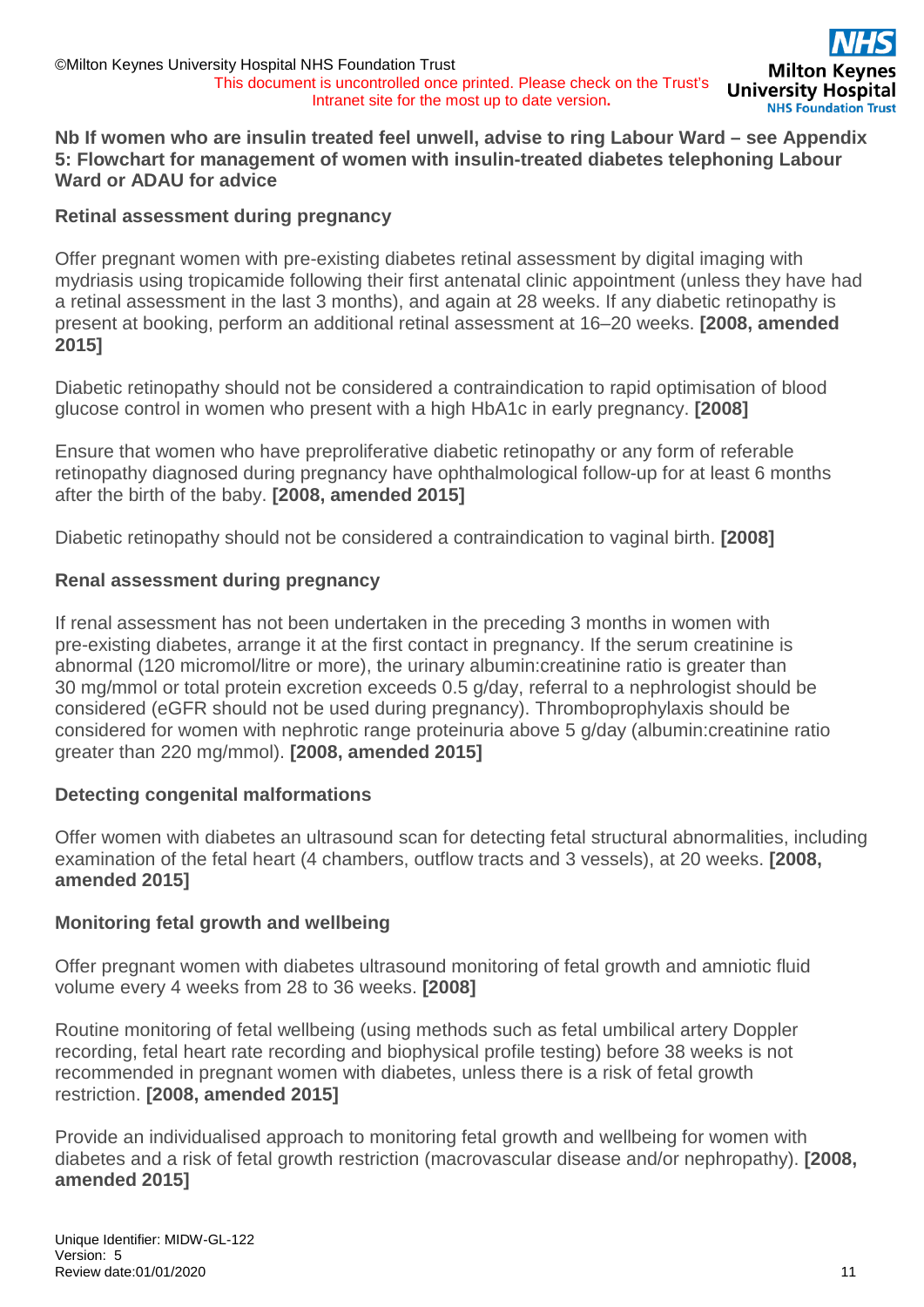**Nb If women who are insulin treated feel unwell, advise to ring Labour Ward – see Appendix 5: Flowchart for management of women with insulin-treated diabetes telephoning Labour Ward or ADAU for advice**

### Retinal assessment during pregnancy

Offer pregnant women with pre-existing diabetes retinal assessment by digital imaging with mydriasis using tropicamide following their first antenatal clinic appointment (unless they have had a retinal assessment in the last 3 months), and again at 28 weeks. If any diabetic retinopathy is present at booking, perform an additional retinal assessment at 16–20 weeks. **[2008, amended 2015]**

Diabetic retinopathy should not be considered a contraindication to rapid optimisation of blood glucose control in women who present with a high HbA1c in early pregnancy. **[2008]**

Ensure that women who have preproliferative diabetic retinopathy or any form of referable retinopathy diagnosed during pregnancy have ophthalmological follow-up for at least 6 months after the birth of the baby. **[2008, amended 2015]**

Diabetic retinopathy should not be considered a contraindication to vaginal birth. **[2008]**

### Renal assessment during pregnancy

If renal assessment has not been undertaken in the preceding 3 months in women with pre-existing diabetes, arrange it at the first contact in pregnancy. If the serum creatinine is abnormal (120 micromol/litre or more), the urinary albumin:creatinine ratio is greater than 30 mg/mmol or total protein excretion exceeds 0.5 g/day, referral to a nephrologist should be considered (eGFR should not be used during pregnancy). Thromboprophylaxis should be considered for women with nephrotic range proteinuria above 5 g/day (albumin:creatinine ratio greater than 220 mg/mmol). **[2008, amended 2015]**

### Detecting congenital malformations

Offer women with diabetes an ultrasound scan for detecting fetal structural abnormalities, including examination of the fetal heart (4 chambers, outflow tracts and 3 vessels), at 20 weeks. **[2008, amended 2015]**

### Monitoring fetal growth and wellbeing

Offer pregnant women with diabetes ultrasound monitoring of fetal growth and amniotic fluid volume every 4 weeks from 28 to 36 weeks. **[2008]**

Routine monitoring of fetal wellbeing (using methods such as fetal umbilical artery Doppler recording, fetal heart rate recording and biophysical profile testing) before 38 weeks is not recommended in pregnant women with diabetes, unless there is a risk of fetal growth restriction. **[2008, amended 2015]**

Provide an individualised approach to monitoring fetal growth and wellbeing for women with diabetes and a risk of fetal growth restriction (macrovascular disease and/or nephropathy). **[2008, amended 2015]**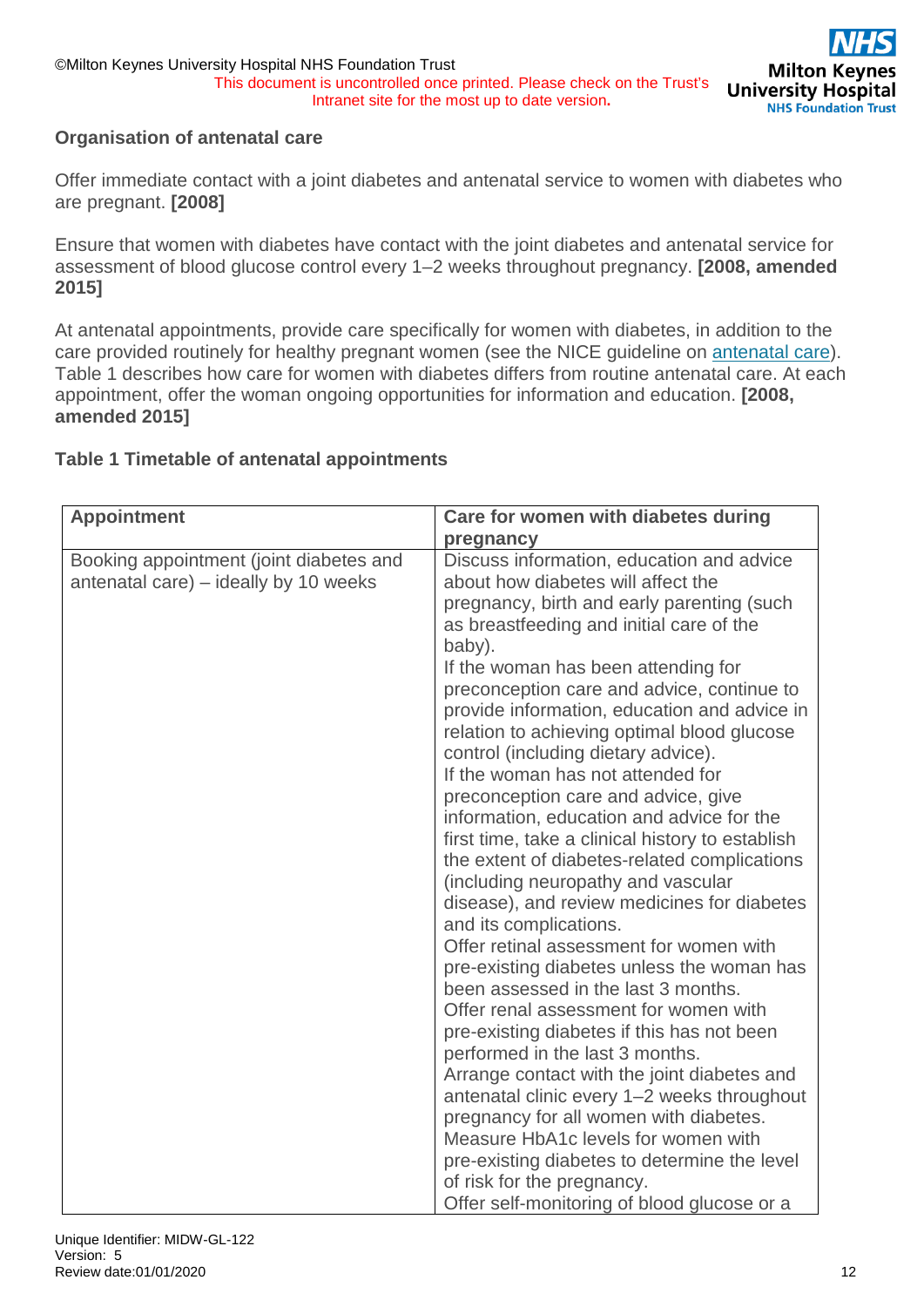### Organisation of antenatal care

Offer immediate contact with a joint diabetes and antenatal service to women with diabetes who are pregnant. **[2008]**

Ensure that women with diabetes have contact with the joint diabetes and antenatal service for assessment of blood glucose control every 1–2 weeks throughout pregnancy. **[2008, amended 2015]**

At antenatal appointments, provide care specifically for women with diabetes, in addition to the care provided routinely for healthy pregnant women (see the NICE guideline on antenatal care). Table 1 describes how care for women with diabetes differs from routine antenatal care. At each appointment, offer the woman ongoing opportunities for information and education. **[2008, amended 2015]**

**Table 1 Timetable of antenatal appointments**

| Appointment | Care for women with diabetes during pregnancy |
|---|---|
| Booking appointment (joint diabetes and antenatal care) – ideally by 10 weeks | Discuss information, education and advice about how diabetes will affect the pregnancy, birth and early parenting (such as breastfeeding and initial care of the baby).<br>If the woman has been attending for preconception care and advice, continue to provide information, education and advice in relation to achieving optimal blood glucose control (including dietary advice).<br>If the woman has not attended for preconception care and advice, give information, education and advice for the first time, take a clinical history to establish the extent of diabetes-related complications (including neuropathy and vascular disease), and review medicines for diabetes and its complications.<br>Offer retinal assessment for women with pre-existing diabetes unless the woman has been assessed in the last 3 months.<br>Offer renal assessment for women with pre-existing diabetes if this has not been performed in the last 3 months.<br>Arrange contact with the joint diabetes and antenatal clinic every 1–2 weeks throughout pregnancy for all women with diabetes.<br>Measure HbA1c levels for women with pre-existing diabetes to determine the level of risk for the pregnancy.<br>Offer self-monitoring of blood glucose or a |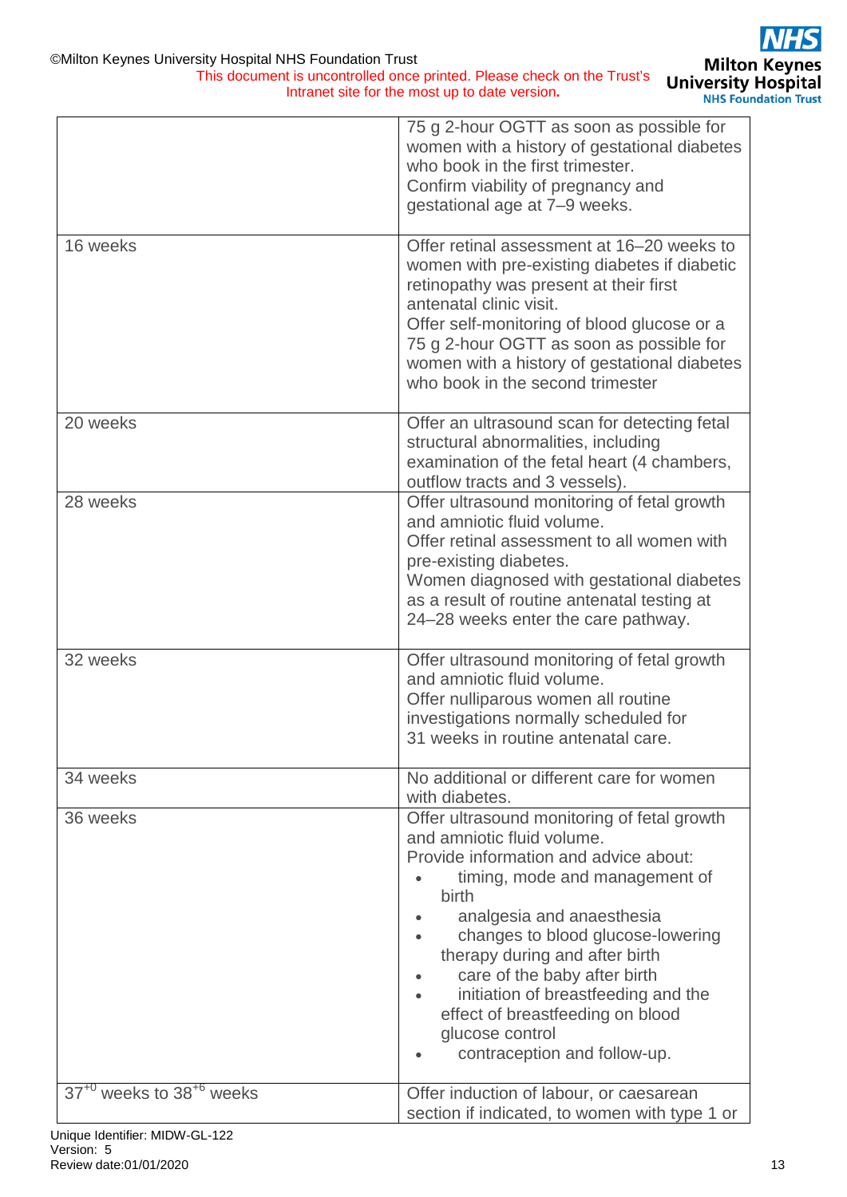| | |
|---|---|
| | 75 g 2-hour OGTT as soon as possible for women with a history of gestational diabetes who book in the first trimester.<br>Confirm viability of pregnancy and gestational age at 7–9 weeks. |
| 16 weeks | Offer retinal assessment at 16–20 weeks to women with pre-existing diabetes if diabetic retinopathy was present at their first antenatal clinic visit.<br>Offer self-monitoring of blood glucose or a 75 g 2-hour OGTT as soon as possible for women with a history of gestational diabetes who book in the second trimester |
| 20 weeks | Offer an ultrasound scan for detecting fetal structural abnormalities, including examination of the fetal heart (4 chambers, outflow tracts and 3 vessels). |
| 28 weeks | Offer ultrasound monitoring of fetal growth and amniotic fluid volume.<br>Offer retinal assessment to all women with pre-existing diabetes.<br>Women diagnosed with gestational diabetes as a result of routine antenatal testing at 24–28 weeks enter the care pathway. |
| 32 weeks | Offer ultrasound monitoring of fetal growth and amniotic fluid volume.<br>Offer nulliparous women all routine investigations normally scheduled for 31 weeks in routine antenatal care. |
| 34 weeks | No additional or different care for women with diabetes. |
| 36 weeks | Offer ultrasound monitoring of fetal growth and amniotic fluid volume.<br>Provide information and advice about:<br>• timing, mode and management of birth<br>• analgesia and anaesthesia<br>• changes to blood glucose-lowering therapy during and after birth<br>• care of the baby after birth<br>• initiation of breastfeeding and the effect of breastfeeding on blood glucose control<br>• contraception and follow-up. |
| $37^{+0}$ weeks to $38^{+6}$ weeks | Offer induction of labour, or caesarean section if indicated, to women with type 1 or |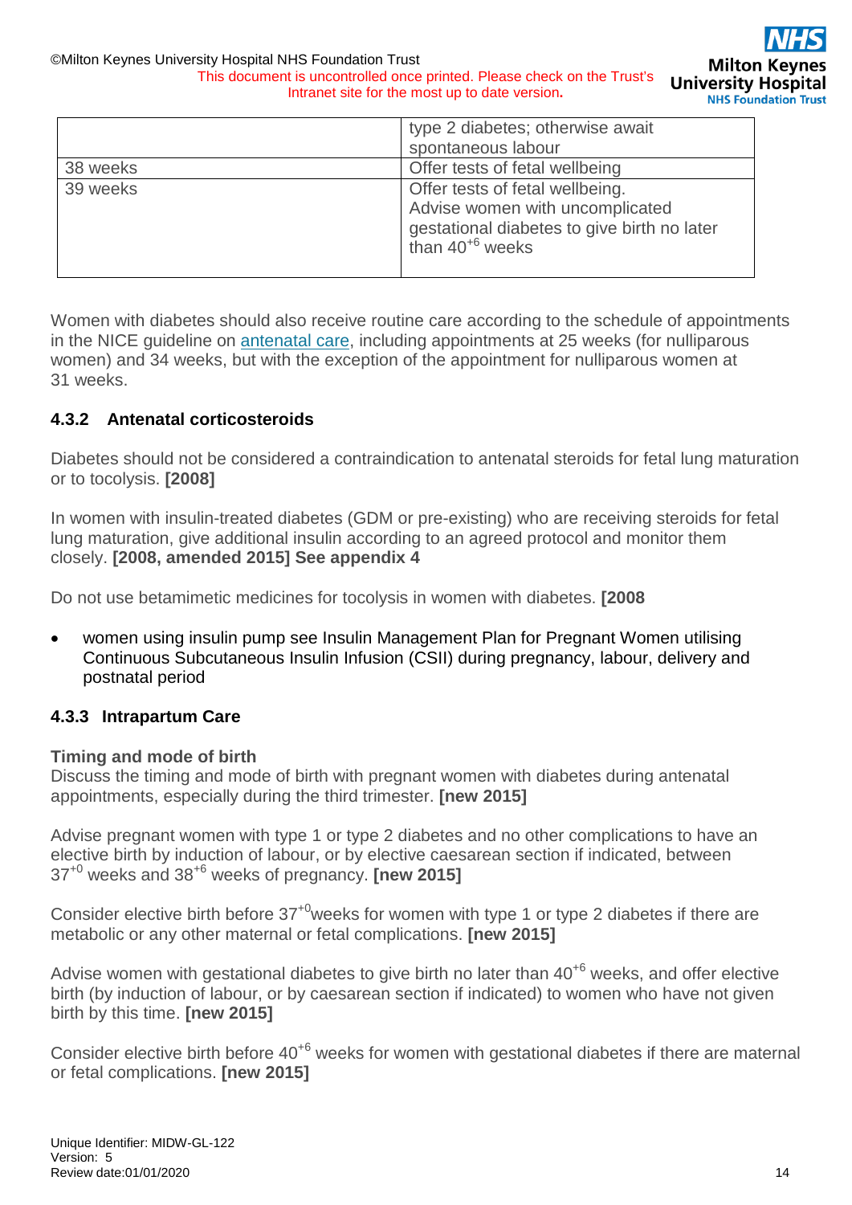|  | type 2 diabetes; otherwise await spontaneous labour |
| --- | --- |
| 38 weeks | Offer tests of fetal wellbeing |
| 39 weeks | Offer tests of fetal wellbeing. Advise women with uncomplicated gestational diabetes to give birth no later than $40^{+6}$ weeks |

Women with diabetes should also receive routine care according to the schedule of appointments in the NICE guideline on antenatal care, including appointments at 25 weeks (for nulliparous women) and 34 weeks, but with the exception of the appointment for nulliparous women at 31 weeks.

### 4.3.2 Antenatal corticosteroids

Diabetes should not be considered a contraindication to antenatal steroids for fetal lung maturation or to tocolysis. **[2008]**

In women with insulin-treated diabetes (GDM or pre-existing) who are receiving steroids for fetal lung maturation, give additional insulin according to an agreed protocol and monitor them closely. **[2008, amended 2015] See appendix 4**

Do not use betamimetic medicines for tocolysis in women with diabetes. **[2008**

- women using insulin pump see Insulin Management Plan for Pregnant Women utilising Continuous Subcutaneous Insulin Infusion (CSII) during pregnancy, labour, delivery and postnatal period

### 4.3.3 Intrapartum Care

**Timing and mode of birth**

Discuss the timing and mode of birth with pregnant women with diabetes during antenatal appointments, especially during the third trimester. **[new 2015]**

Advise pregnant women with type 1 or type 2 diabetes and no other complications to have an elective birth by induction of labour, or by elective caesarean section if indicated, between $37^{+0}$ weeks and $38^{+6}$ weeks of pregnancy. **[new 2015]**

Consider elective birth before $37^{+0}$weeks for women with type 1 or type 2 diabetes if there are metabolic or any other maternal or fetal complications. **[new 2015]**

Advise women with gestational diabetes to give birth no later than $40^{+6}$ weeks, and offer elective birth (by induction of labour, or by caesarean section if indicated) to women who have not given birth by this time. **[new 2015]**

Consider elective birth before $40^{+6}$ weeks for women with gestational diabetes if there are maternal or fetal complications. **[new 2015]**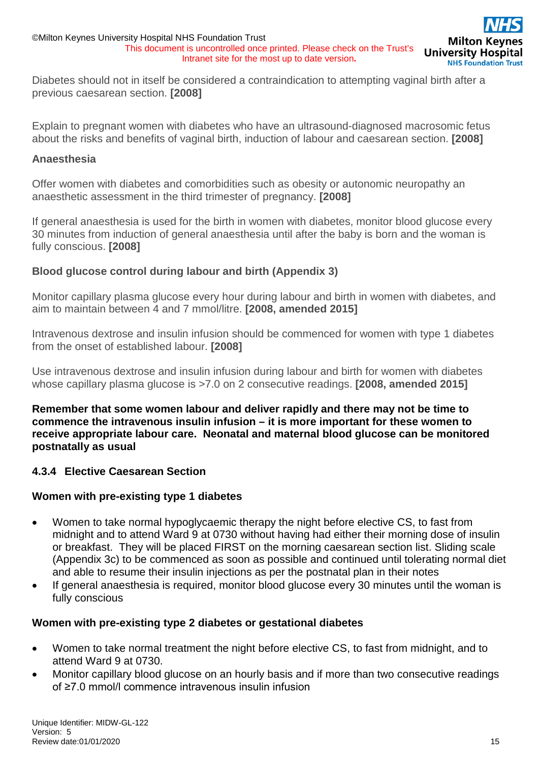Diabetes should not in itself be considered a contraindication to attempting vaginal birth after a previous caesarean section. **[2008]**

Explain to pregnant women with diabetes who have an ultrasound-diagnosed macrosomic fetus about the risks and benefits of vaginal birth, induction of labour and caesarean section. **[2008]**

**Anaesthesia**

Offer women with diabetes and comorbidities such as obesity or autonomic neuropathy an anaesthetic assessment in the third trimester of pregnancy. **[2008]**

If general anaesthesia is used for the birth in women with diabetes, monitor blood glucose every 30 minutes from induction of general anaesthesia until after the baby is born and the woman is fully conscious. **[2008]**

**Blood glucose control during labour and birth (Appendix 3)**

Monitor capillary plasma glucose every hour during labour and birth in women with diabetes, and aim to maintain between 4 and 7 mmol/litre. **[2008, amended 2015]**

Intravenous dextrose and insulin infusion should be commenced for women with type 1 diabetes from the onset of established labour. **[2008]**

Use intravenous dextrose and insulin infusion during labour and birth for women with diabetes whose capillary plasma glucose is >7.0 on 2 consecutive readings. **[2008, amended 2015]**

**Remember that some women labour and deliver rapidly and there may not be time to commence the intravenous insulin infusion – it is more important for these women to receive appropriate labour care. Neonatal and maternal blood glucose can be monitored postnatally as usual**

### 4.3.4 Elective Caesarean Section

**Women with pre-existing type 1 diabetes**

- Women to take normal hypoglycaemic therapy the night before elective CS, to fast from midnight and to attend Ward 9 at 0730 without having had either their morning dose of insulin or breakfast. They will be placed FIRST on the morning caesarean section list. Sliding scale (Appendix 3c) to be commenced as soon as possible and continued until tolerating normal diet and able to resume their insulin injections as per the postnatal plan in their notes
- If general anaesthesia is required, monitor blood glucose every 30 minutes until the woman is fully conscious

**Women with pre-existing type 2 diabetes or gestational diabetes**

- Women to take normal treatment the night before elective CS, to fast from midnight, and to attend Ward 9 at 0730.
- Monitor capillary blood glucose on an hourly basis and if more than two consecutive readings of ≥7.0 mmol/l commence intravenous insulin infusion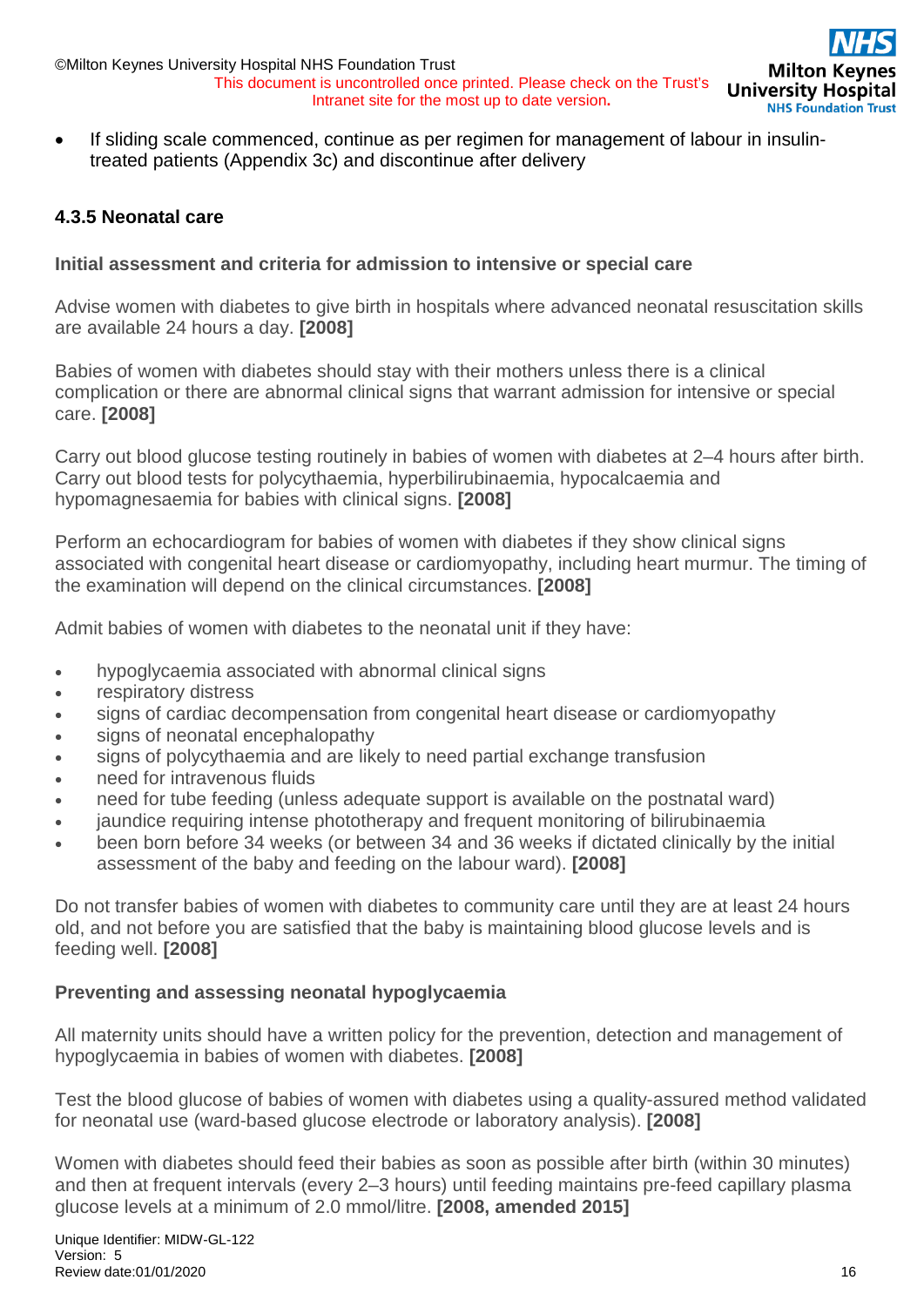- If sliding scale commenced, continue as per regimen for management of labour in insulin-treated patients (Appendix 3c) and discontinue after delivery

### 4.3.5 Neonatal care

**Initial assessment and criteria for admission to intensive or special care**

Advise women with diabetes to give birth in hospitals where advanced neonatal resuscitation skills are available 24 hours a day. **[2008]**

Babies of women with diabetes should stay with their mothers unless there is a clinical complication or there are abnormal clinical signs that warrant admission for intensive or special care. **[2008]**

Carry out blood glucose testing routinely in babies of women with diabetes at 2–4 hours after birth. Carry out blood tests for polycythaemia, hyperbilirubinaemia, hypocalcaemia and hypomagnesaemia for babies with clinical signs. **[2008]**

Perform an echocardiogram for babies of women with diabetes if they show clinical signs associated with congenital heart disease or cardiomyopathy, including heart murmur. The timing of the examination will depend on the clinical circumstances. **[2008]**

Admit babies of women with diabetes to the neonatal unit if they have:

- hypoglycaemia associated with abnormal clinical signs
- respiratory distress
- signs of cardiac decompensation from congenital heart disease or cardiomyopathy
- signs of neonatal encephalopathy
- signs of polycythaemia and are likely to need partial exchange transfusion
- need for intravenous fluids
- need for tube feeding (unless adequate support is available on the postnatal ward)
- jaundice requiring intense phototherapy and frequent monitoring of bilirubinaemia
- been born before 34 weeks (or between 34 and 36 weeks if dictated clinically by the initial assessment of the baby and feeding on the labour ward). **[2008]**

Do not transfer babies of women with diabetes to community care until they are at least 24 hours old, and not before you are satisfied that the baby is maintaining blood glucose levels and is feeding well. **[2008]**

**Preventing and assessing neonatal hypoglycaemia**

All maternity units should have a written policy for the prevention, detection and management of hypoglycaemia in babies of women with diabetes. **[2008]**

Test the blood glucose of babies of women with diabetes using a quality-assured method validated for neonatal use (ward-based glucose electrode or laboratory analysis). **[2008]**

Women with diabetes should feed their babies as soon as possible after birth (within 30 minutes) and then at frequent intervals (every 2–3 hours) until feeding maintains pre-feed capillary plasma glucose levels at a minimum of 2.0 mmol/litre. **[2008, amended 2015]**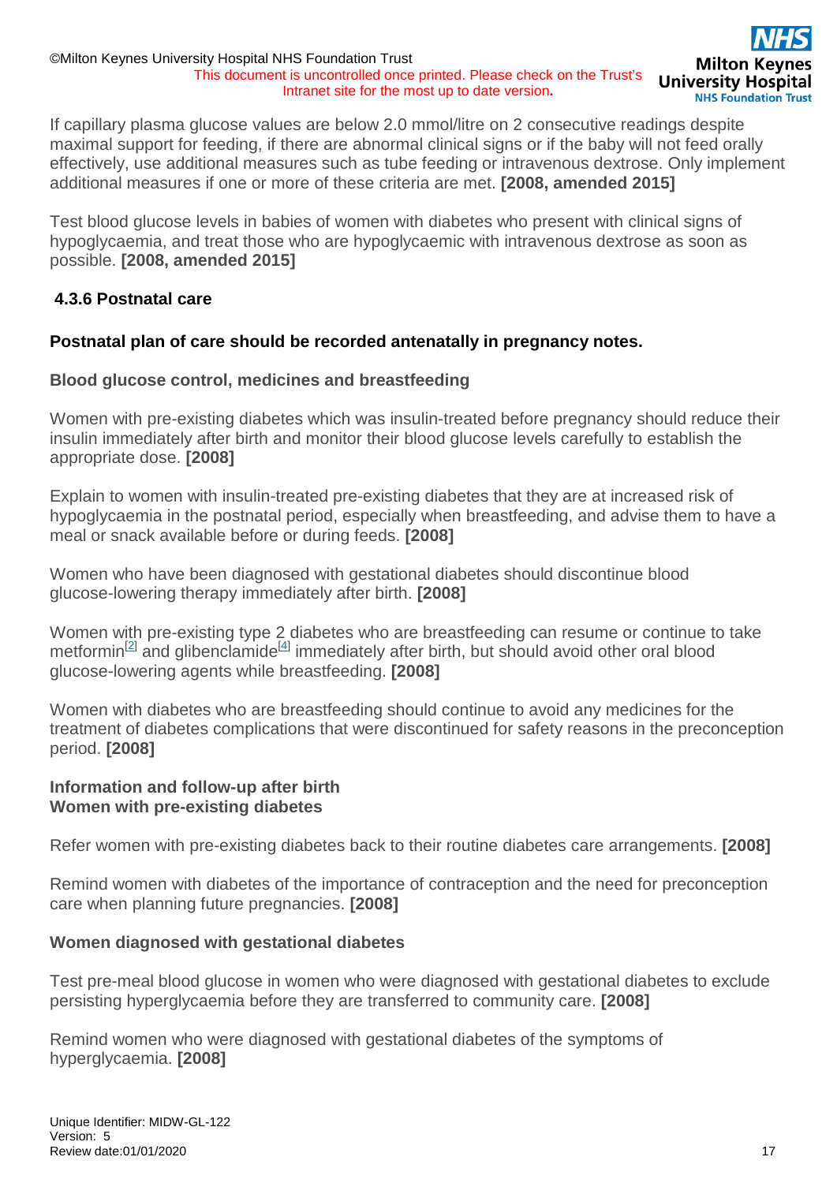If capillary plasma glucose values are below 2.0 mmol/litre on 2 consecutive readings despite maximal support for feeding, if there are abnormal clinical signs or if the baby will not feed orally effectively, use additional measures such as tube feeding or intravenous dextrose. Only implement additional measures if one or more of these criteria are met. **[2008, amended 2015]**

Test blood glucose levels in babies of women with diabetes who present with clinical signs of hypoglycaemia, and treat those who are hypoglycaemic with intravenous dextrose as soon as possible. **[2008, amended 2015]**

### 4.3.6 Postnatal care

**Postnatal plan of care should be recorded antenatally in pregnancy notes.**

**Blood glucose control, medicines and breastfeeding**

Women with pre-existing diabetes which was insulin-treated before pregnancy should reduce their insulin immediately after birth and monitor their blood glucose levels carefully to establish the appropriate dose. **[2008]**

Explain to women with insulin-treated pre-existing diabetes that they are at increased risk of hypoglycaemia in the postnatal period, especially when breastfeeding, and advise them to have a meal or snack available before or during feeds. **[2008]**

Women who have been diagnosed with gestational diabetes should discontinue blood glucose-lowering therapy immediately after birth. **[2008]**

Women with pre-existing type 2 diabetes who are breastfeeding can resume or continue to take metformin[2] and glibenclamide[4] immediately after birth, but should avoid other oral blood glucose-lowering agents while breastfeeding. **[2008]**

Women with diabetes who are breastfeeding should continue to avoid any medicines for the treatment of diabetes complications that were discontinued for safety reasons in the preconception period. **[2008]**

**Information and follow-up after birth**
**Women with pre-existing diabetes**

Refer women with pre-existing diabetes back to their routine diabetes care arrangements. **[2008]**

Remind women with diabetes of the importance of contraception and the need for preconception care when planning future pregnancies. **[2008]**

**Women diagnosed with gestational diabetes**

Test pre-meal blood glucose in women who were diagnosed with gestational diabetes to exclude persisting hyperglycaemia before they are transferred to community care. **[2008]**

Remind women who were diagnosed with gestational diabetes of the symptoms of hyperglycaemia. **[2008]**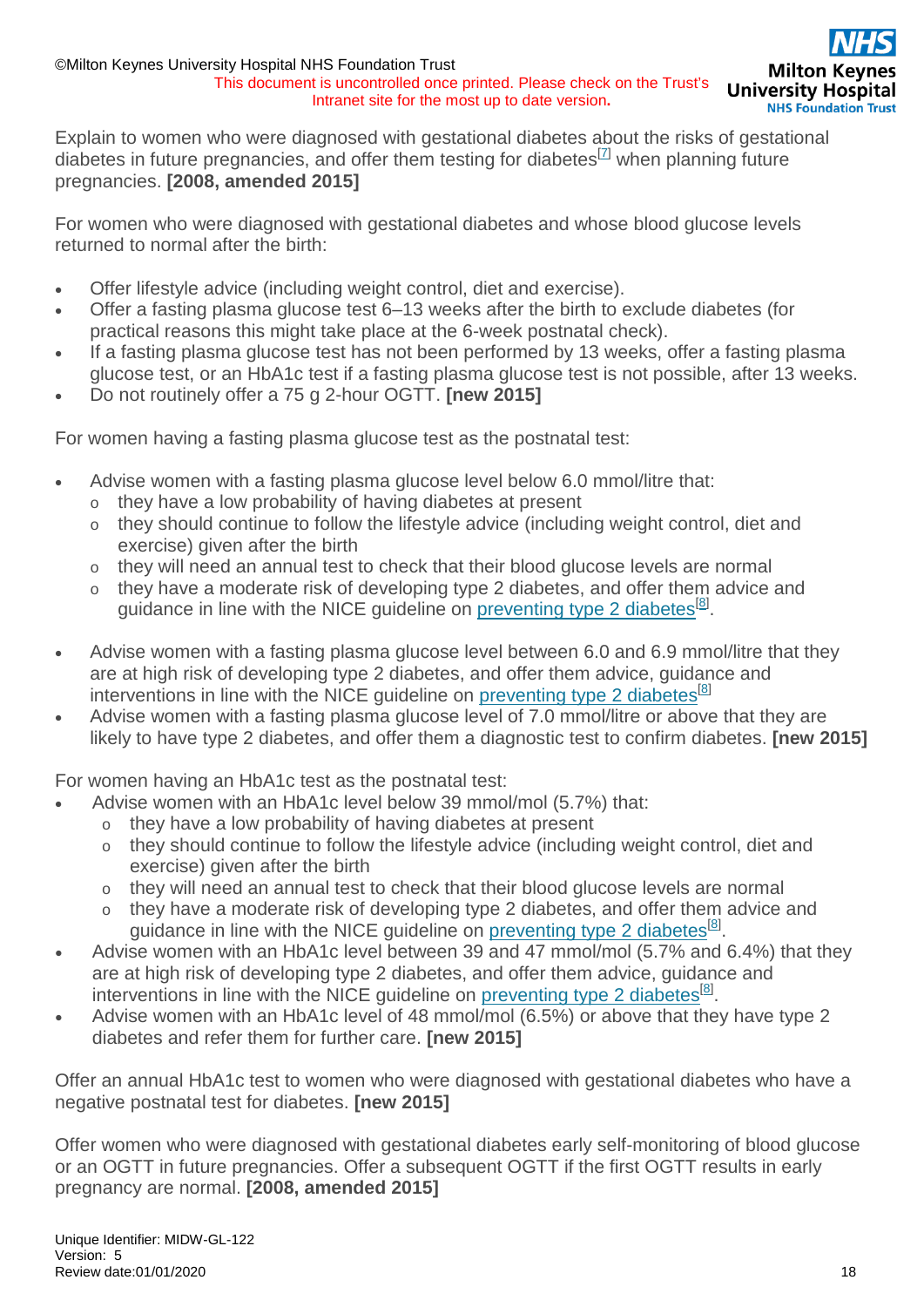Explain to women who were diagnosed with gestational diabetes about the risks of gestational diabetes in future pregnancies, and offer them testing for diabetes[7] when planning future pregnancies. **[2008, amended 2015]**

For women who were diagnosed with gestational diabetes and whose blood glucose levels returned to normal after the birth:

- Offer lifestyle advice (including weight control, diet and exercise).
- Offer a fasting plasma glucose test 6–13 weeks after the birth to exclude diabetes (for practical reasons this might take place at the 6-week postnatal check).
- If a fasting plasma glucose test has not been performed by 13 weeks, offer a fasting plasma glucose test, or an HbA1c test if a fasting plasma glucose test is not possible, after 13 weeks.
- Do not routinely offer a 75 g 2-hour OGTT. **[new 2015]**

For women having a fasting plasma glucose test as the postnatal test:

- Advise women with a fasting plasma glucose level below 6.0 mmol/litre that:
  - they have a low probability of having diabetes at present
  - they should continue to follow the lifestyle advice (including weight control, diet and exercise) given after the birth
  - they will need an annual test to check that their blood glucose levels are normal
  - they have a moderate risk of developing type 2 diabetes, and offer them advice and guidance in line with the NICE guideline on preventing type 2 diabetes[8].

- Advise women with a fasting plasma glucose level between 6.0 and 6.9 mmol/litre that they are at high risk of developing type 2 diabetes, and offer them advice, guidance and interventions in line with the NICE guideline on preventing type 2 diabetes[8]
- Advise women with a fasting plasma glucose level of 7.0 mmol/litre or above that they are likely to have type 2 diabetes, and offer them a diagnostic test to confirm diabetes. **[new 2015]**

For women having an HbA1c test as the postnatal test:

- Advise women with an HbA1c level below 39 mmol/mol (5.7%) that:
  - they have a low probability of having diabetes at present
  - they should continue to follow the lifestyle advice (including weight control, diet and exercise) given after the birth
  - they will need an annual test to check that their blood glucose levels are normal
  - they have a moderate risk of developing type 2 diabetes, and offer them advice and guidance in line with the NICE guideline on preventing type 2 diabetes[8].
- Advise women with an HbA1c level between 39 and 47 mmol/mol (5.7% and 6.4%) that they are at high risk of developing type 2 diabetes, and offer them advice, guidance and interventions in line with the NICE guideline on preventing type 2 diabetes[8].
- Advise women with an HbA1c level of 48 mmol/mol (6.5%) or above that they have type 2 diabetes and refer them for further care. **[new 2015]**

Offer an annual HbA1c test to women who were diagnosed with gestational diabetes who have a negative postnatal test for diabetes. **[new 2015]**

Offer women who were diagnosed with gestational diabetes early self-monitoring of blood glucose or an OGTT in future pregnancies. Offer a subsequent OGTT if the first OGTT results in early pregnancy are normal. **[2008, amended 2015]**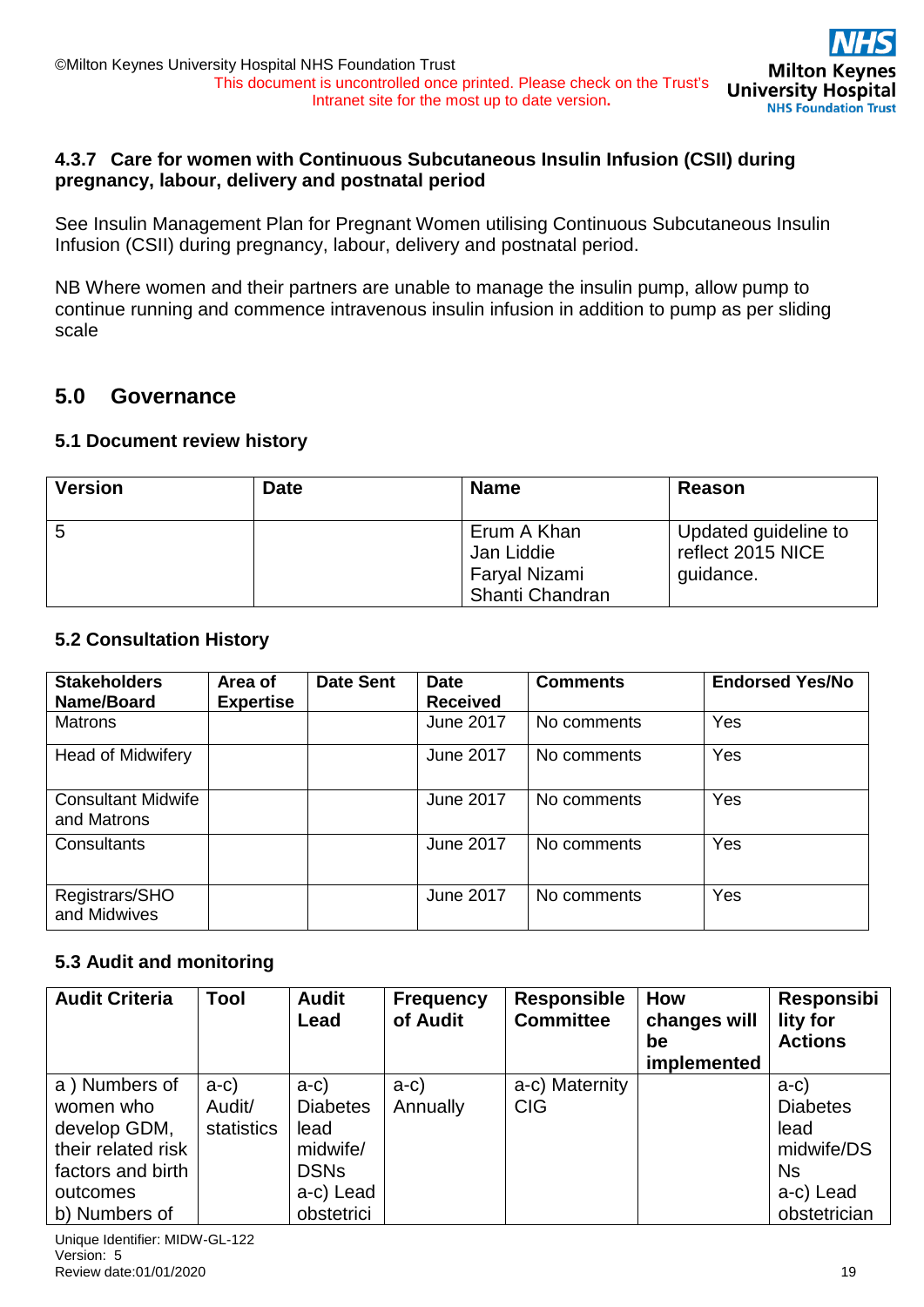#### 4.3.7 Care for women with Continuous Subcutaneous Insulin Infusion (CSII) during pregnancy, labour, delivery and postnatal period

See Insulin Management Plan for Pregnant Women utilising Continuous Subcutaneous Insulin Infusion (CSII) during pregnancy, labour, delivery and postnatal period.

NB Where women and their partners are unable to manage the insulin pump, allow pump to continue running and commence intravenous insulin infusion in addition to pump as per sliding scale

## 5.0 Governance

### 5.1 Document review history

| Version | Date | Name | Reason |
|---|---|---|---|
| 5 | | Erum A Khan<br>Jan Liddie<br>Faryal Nizami<br>Shanti Chandran | Updated guideline to reflect 2015 NICE guidance. |

### 5.2 Consultation History

| Stakeholders Name/Board | Area of Expertise | Date Sent | Date Received | Comments | Endorsed Yes/No |
|---|---|---|---|---|---|
| Matrons | | | June 2017 | No comments | Yes |
| Head of Midwifery | | | June 2017 | No comments | Yes |
| Consultant Midwife and Matrons | | | June 2017 | No comments | Yes |
| Consultants | | | June 2017 | No comments | Yes |
| Registrars/SHO and Midwives | | | June 2017 | No comments | Yes |

### 5.3 Audit and monitoring

| Audit Criteria | Tool | Audit Lead | Frequency of Audit | Responsible Committee | How changes will be implemented | Responsibility for Actions |
|---|---|---|---|---|---|---|
| a ) Numbers of women who develop GDM, their related risk factors and birth outcomes<br>b) Numbers of | a-c) Audit/ statistics | a-c) Diabetes lead midwife/ DSNs<br>a-c) Lead obstetrici | a-c) Annually | a-c) Maternity CIG | | a-c) Diabetes lead midwife/DSNs<br>a-c) Lead obstetrician |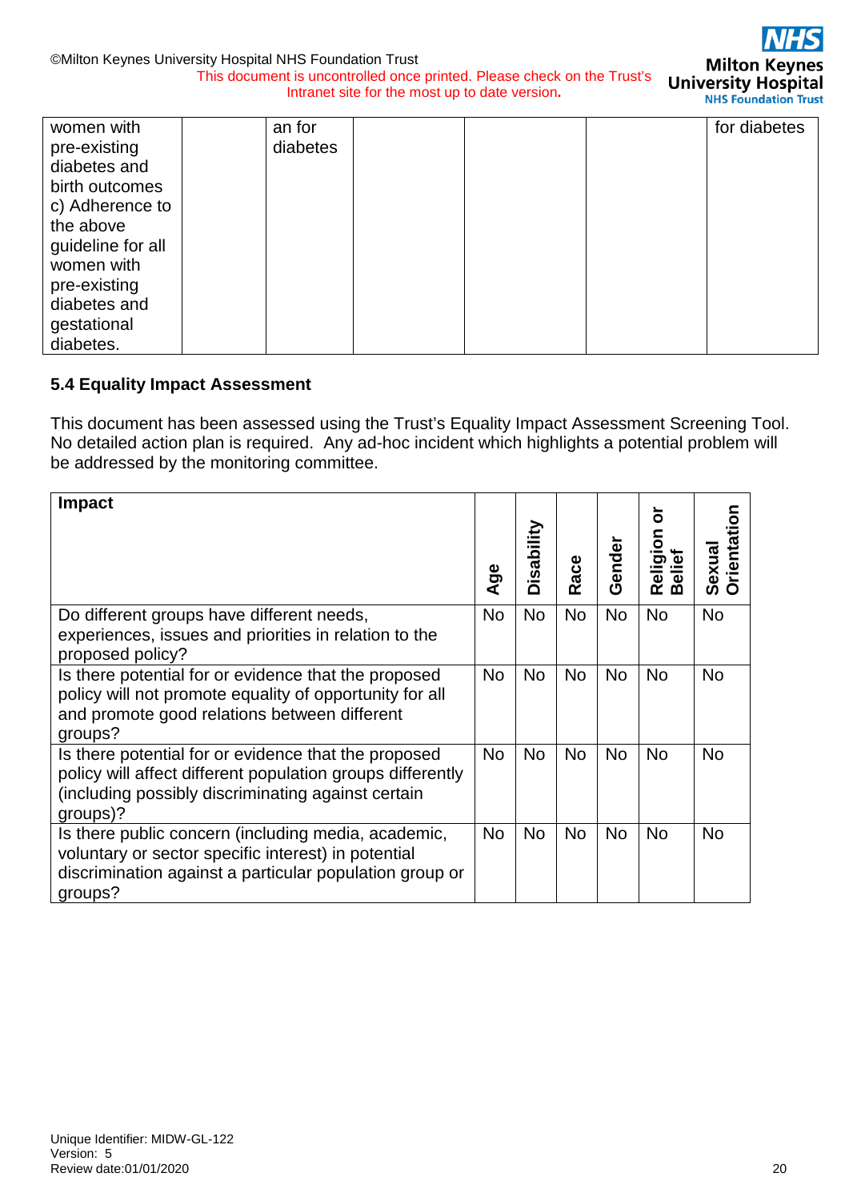| women with pre-existing diabetes and birth outcomes c) Adherence to the above guideline for all women with pre-existing diabetes and gestational diabetes. | | an for diabetes | | | | for diabetes |
|---|---|---|---|---|---|---|

## 5.4 Equality Impact Assessment

This document has been assessed using the Trust's Equality Impact Assessment Screening Tool. No detailed action plan is required. Any ad-hoc incident which highlights a potential problem will be addressed by the monitoring committee.

| Impact | Age | Disability | Race | Gender | Religion or Belief | Sexual Orientation |
|---|---|---|---|---|---|---|
| Do different groups have different needs, experiences, issues and priorities in relation to the proposed policy? | No | No | No | No | No | No |
| Is there potential for or evidence that the proposed policy will not promote equality of opportunity for all and promote good relations between different groups? | No | No | No | No | No | No |
| Is there potential for or evidence that the proposed policy will affect different population groups differently (including possibly discriminating against certain groups)? | No | No | No | No | No | No |
| Is there public concern (including media, academic, voluntary or sector specific interest) in potential discrimination against a particular population group or groups? | No | No | No | No | No | No |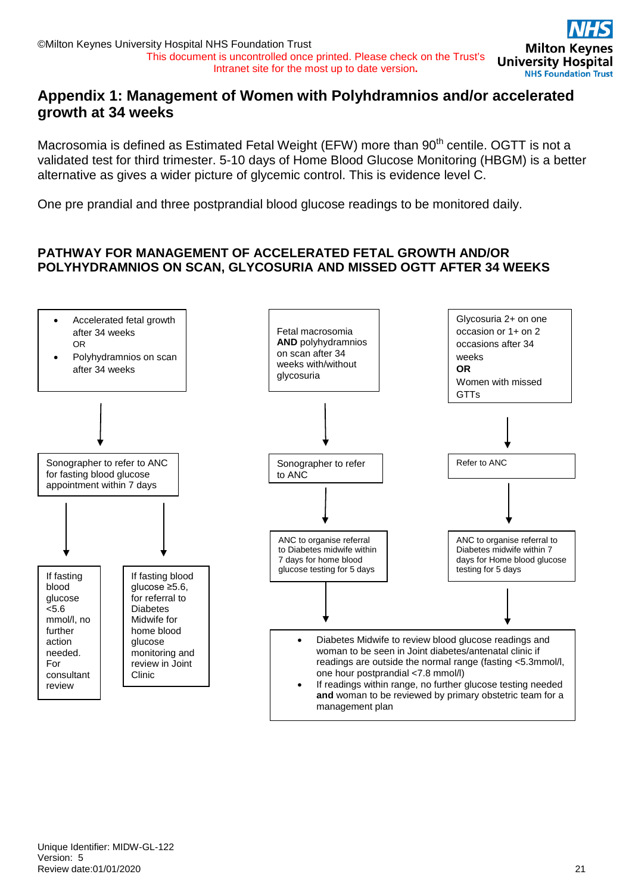# Appendix 1: Management of Women with Polyhdramnios and/or accelerated growth at 34 weeks

Macrosomia is defined as Estimated Fetal Weight (EFW) more than 90th centile. OGTT is not a validated test for third trimester. 5-10 days of Home Blood Glucose Monitoring (HBGM) is a better alternative as gives a wider picture of glycemic control. This is evidence level C.

One pre prandial and three postprandial blood glucose readings to be monitored daily.

## PATHWAY FOR MANAGEMENT OF ACCELERATED FETAL GROWTH AND/OR POLYHYDRAMNIOS ON SCAN, GLYCOSURIA AND MISSED OGTT AFTER 34 WEEKS

**Pathway 1:**

- Accelerated fetal growth after 34 weeks
  OR
- Polyhydramnios on scan after 34 weeks

↓

Sonographer to refer to ANC for fasting blood glucose appointment within 7 days

↓

- If fasting blood glucose <5.6 mmol/l, no further action needed. For consultant review
- If fasting blood glucose ≥5.6, for referral to Diabetes Midwife for home blood glucose monitoring and review in Joint Clinic

**Pathway 2:**

Fetal macrosomia **AND** polyhydramnios on scan after 34 weeks with/without glycosuria

↓

Sonographer to refer to ANC

↓

ANC to organise referral to Diabetes midwife within 7 days for home blood glucose testing for 5 days

↓ (to final box)

**Pathway 3:**

Glycosuria 2+ on one occasion or 1+ on 2 occasions after 34 weeks
**OR**
Women with missed GTTs

↓

Refer to ANC

↓

ANC to organise referral to Diabetes midwife within 7 days for Home blood glucose testing for 5 days

↓ (to final box)

**Final box (Pathways 2 and 3):**

- Diabetes Midwife to review blood glucose readings and woman to be seen in Joint diabetes/antenatal clinic if readings are outside the normal range (fasting <5.3mmol/l, one hour postprandial <7.8 mmol/l)
- If readings within range, no further glucose testing needed **and** woman to be reviewed by primary obstetric team for a management plan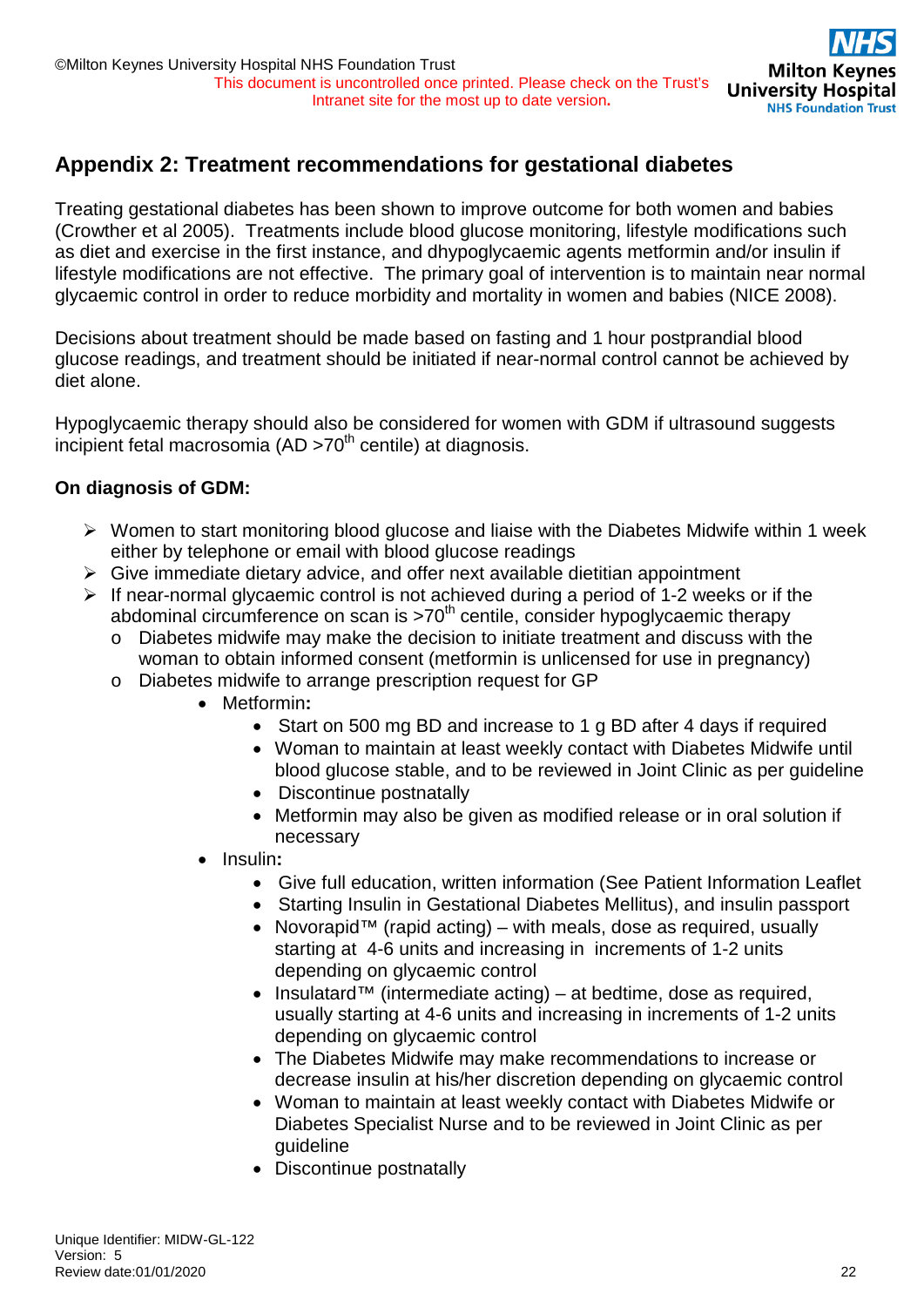## Appendix 2: Treatment recommendations for gestational diabetes

Treating gestational diabetes has been shown to improve outcome for both women and babies (Crowther et al 2005). Treatments include blood glucose monitoring, lifestyle modifications such as diet and exercise in the first instance, and dhypoglycaemic agents metformin and/or insulin if lifestyle modifications are not effective. The primary goal of intervention is to maintain near normal glycaemic control in order to reduce morbidity and mortality in women and babies (NICE 2008).

Decisions about treatment should be made based on fasting and 1 hour postprandial blood glucose readings, and treatment should be initiated if near-normal control cannot be achieved by diet alone.

Hypoglycaemic therapy should also be considered for women with GDM if ultrasound suggests incipient fetal macrosomia (AD >70th centile) at diagnosis.

**On diagnosis of GDM:**

- Women to start monitoring blood glucose and liaise with the Diabetes Midwife within 1 week either by telephone or email with blood glucose readings
- Give immediate dietary advice, and offer next available dietitian appointment
- If near-normal glycaemic control is not achieved during a period of 1-2 weeks or if the abdominal circumference on scan is >70th centile, consider hypoglycaemic therapy
  - Diabetes midwife may make the decision to initiate treatment and discuss with the woman to obtain informed consent (metformin is unlicensed for use in pregnancy)
  - Diabetes midwife to arrange prescription request for GP
    - Metformin**:**
      - Start on 500 mg BD and increase to 1 g BD after 4 days if required
      - Woman to maintain at least weekly contact with Diabetes Midwife until blood glucose stable, and to be reviewed in Joint Clinic as per guideline
      - Discontinue postnatally
      - Metformin may also be given as modified release or in oral solution if necessary
    - Insulin**:**
      - Give full education, written information (See Patient Information Leaflet
      - Starting Insulin in Gestational Diabetes Mellitus), and insulin passport
      - Novorapid™ (rapid acting) – with meals, dose as required, usually starting at 4-6 units and increasing in increments of 1-2 units depending on glycaemic control
      - Insulatard™ (intermediate acting) – at bedtime, dose as required, usually starting at 4-6 units and increasing in increments of 1-2 units depending on glycaemic control
      - The Diabetes Midwife may make recommendations to increase or decrease insulin at his/her discretion depending on glycaemic control
      - Woman to maintain at least weekly contact with Diabetes Midwife or Diabetes Specialist Nurse and to be reviewed in Joint Clinic as per guideline
      - Discontinue postnatally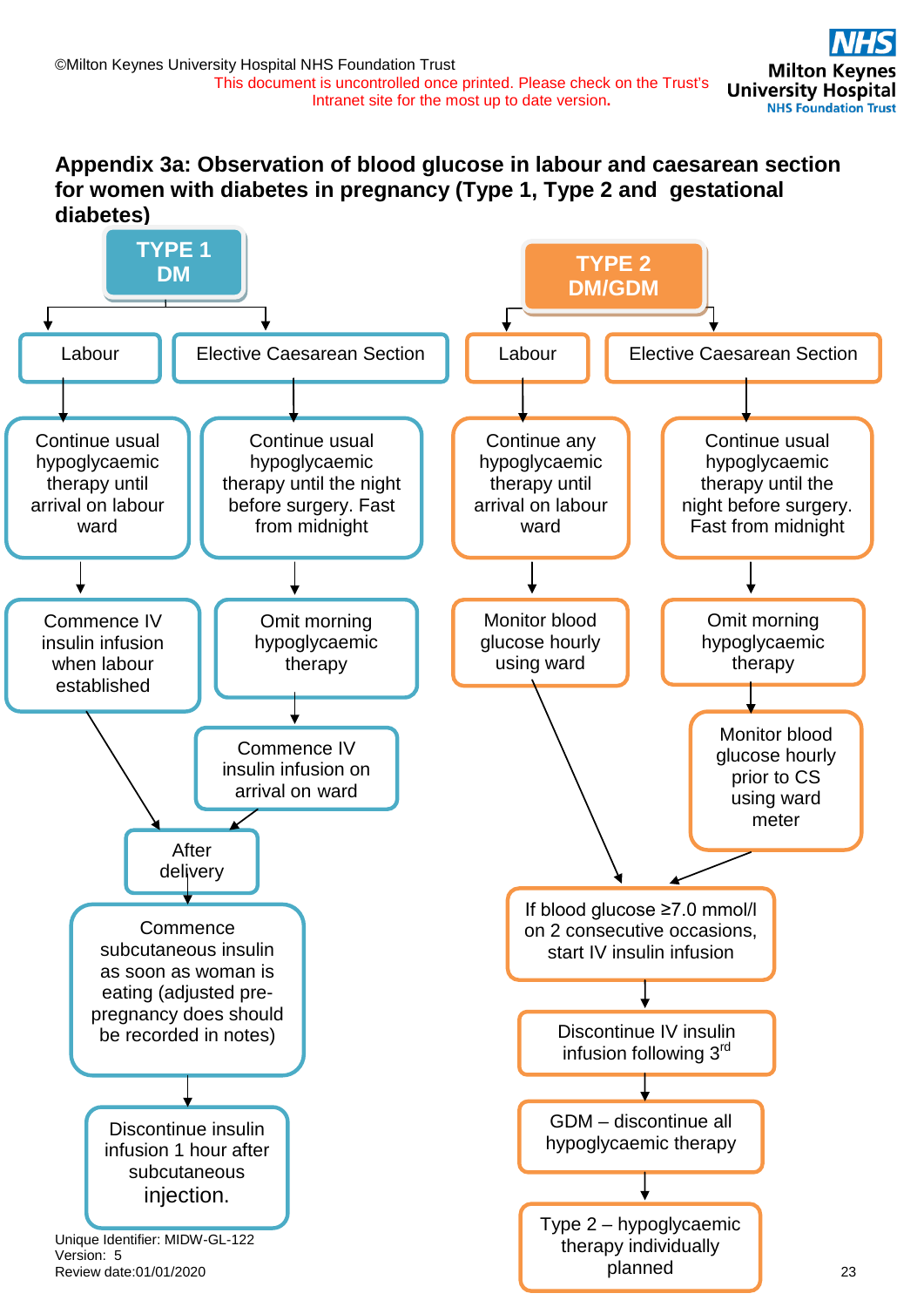# Appendix 3a: Observation of blood glucose in labour and caesarean section for women with diabetes in pregnancy (Type 1, Type 2 and gestational diabetes)

## TYPE 1 DM

### Labour

- Continue usual hypoglycaemic therapy until arrival on labour ward
- Commence IV insulin infusion when labour established
- → After delivery

### Elective Caesarean Section

- Continue usual hypoglycaemic therapy until the night before surgery. Fast from midnight
- Omit morning hypoglycaemic therapy
- Commence IV insulin infusion on arrival on ward
- → After delivery

### After delivery

- Commence subcutaneous insulin as soon as woman is eating (adjusted pre-pregnancy does should be recorded in notes)
- Discontinue insulin infusion 1 hour after subcutaneous injection.

## TYPE 2 DM/GDM

### Labour

- Continue any hypoglycaemic therapy until arrival on labour ward
- Monitor blood glucose hourly using ward
- → If blood glucose ≥7.0 mmol/l on 2 consecutive occasions, start IV insulin infusion

### Elective Caesarean Section

- Continue usual hypoglycaemic therapy until the night before surgery. Fast from midnight
- Omit morning hypoglycaemic therapy
- Monitor blood glucose hourly prior to CS using ward meter
- → If blood glucose ≥7.0 mmol/l on 2 consecutive occasions, start IV insulin infusion

### Then

- If blood glucose ≥7.0 mmol/l on 2 consecutive occasions, start IV insulin infusion
- Discontinue IV insulin infusion following 3rd
- GDM – discontinue all hypoglycaemic therapy
- Type 2 – hypoglycaemic therapy individually planned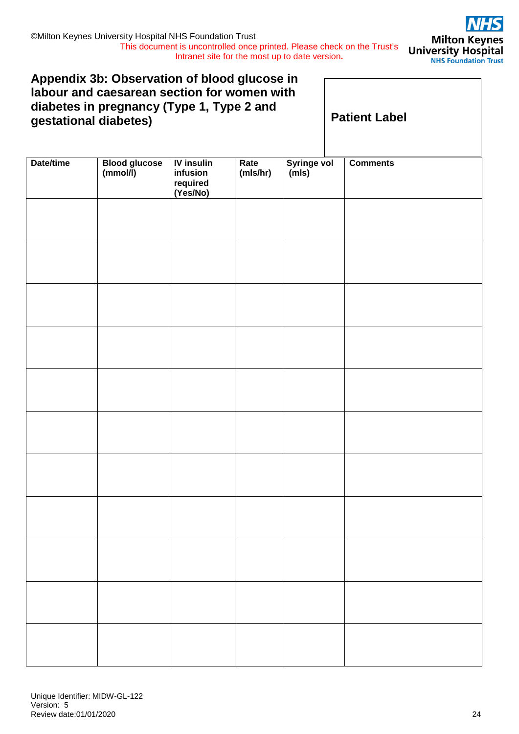## Appendix 3b: Observation of blood glucose in labour and caesarean section for women with diabetes in pregnancy (Type 1, Type 2 and gestational diabetes)

**Patient Label**

| Date/time | Blood glucose (mmol/l) | IV insulin infusion required (Yes/No) | Rate (mls/hr) | Syringe vol (mls) | Comments |
|---|---|---|---|---|---|
| | | | | | |
| | | | | | |
| | | | | | |
| | | | | | |
| | | | | | |
| | | | | | |
| | | | | | |
| | | | | | |
| | | | | | |
| | | | | | |
| | | | | | |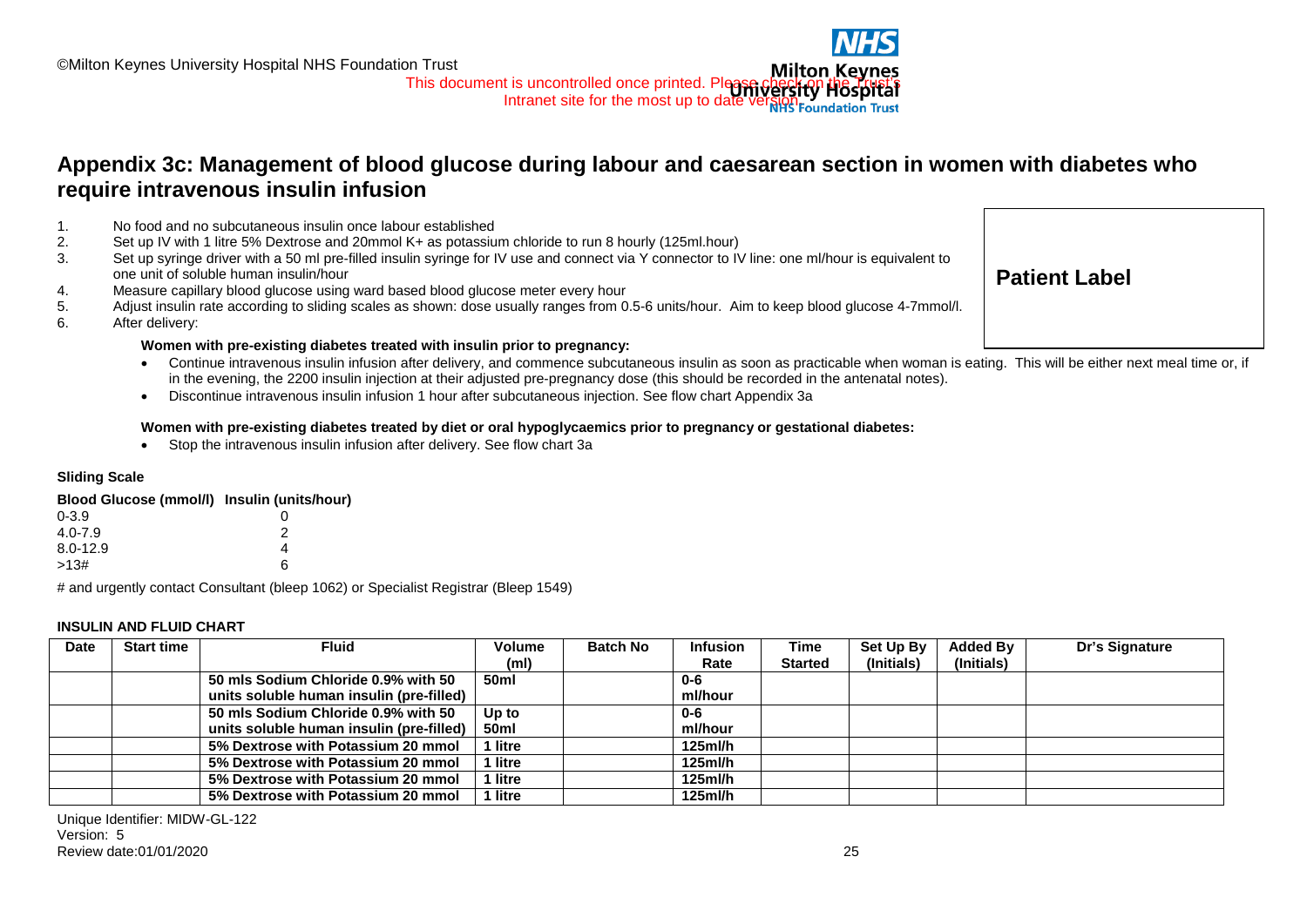# Appendix 3c: Management of blood glucose during labour and caesarean section in women with diabetes who require intravenous insulin infusion

**Patient Label**

1. No food and no subcutaneous insulin once labour established
2. Set up IV with 1 litre 5% Dextrose and 20mmol K+ as potassium chloride to run 8 hourly (125ml.hour)
3. Set up syringe driver with a 50 ml pre-filled insulin syringe for IV use and connect via Y connector to IV line: one ml/hour is equivalent to one unit of soluble human insulin/hour
4. Measure capillary blood glucose using ward based blood glucose meter every hour
5. Adjust insulin rate according to sliding scales as shown: dose usually ranges from 0.5-6 units/hour. Aim to keep blood glucose 4-7mmol/l.
6. After delivery:

   **Women with pre-existing diabetes treated with insulin prior to pregnancy:**

   - Continue intravenous insulin infusion after delivery, and commence subcutaneous insulin as soon as practicable when woman is eating. This will be either next meal time or, if in the evening, the 2200 insulin injection at their adjusted pre-pregnancy dose (this should be recorded in the antenatal notes).
   - Discontinue intravenous insulin infusion 1 hour after subcutaneous injection. See flow chart Appendix 3a

   **Women with pre-existing diabetes treated by diet or oral hypoglycaemics prior to pregnancy or gestational diabetes:**

   - Stop the intravenous insulin infusion after delivery. See flow chart 3a

**Sliding Scale**

| Blood Glucose (mmol/l) | Insulin (units/hour) |
|---|---|
| 0-3.9 | 0 |
| 4.0-7.9 | 2 |
| 8.0-12.9 | 4 |
| >13# | 6 |

# and urgently contact Consultant (bleep 1062) or Specialist Registrar (Bleep 1549)

**INSULIN AND FLUID CHART**

| Date | Start time | Fluid | Volume (ml) | Batch No | Infusion Rate | Time Started | Set Up By (Initials) | Added By (Initials) | Dr's Signature |
|---|---|---|---|---|---|---|---|---|---|
| | | 50 mls Sodium Chloride 0.9% with 50 units soluble human insulin (pre-filled) | 50ml | | 0-6 ml/hour | | | | |
| | | 50 mls Sodium Chloride 0.9% with 50 units soluble human insulin (pre-filled) | Up to 50ml | | 0-6 ml/hour | | | | |
| | | 5% Dextrose with Potassium 20 mmol | 1 litre | | 125ml/h | | | | |
| | | 5% Dextrose with Potassium 20 mmol | 1 litre | | 125ml/h | | | | |
| | | 5% Dextrose with Potassium 20 mmol | 1 litre | | 125ml/h | | | | |
| | | 5% Dextrose with Potassium 20 mmol | 1 litre | | 125ml/h | | | | |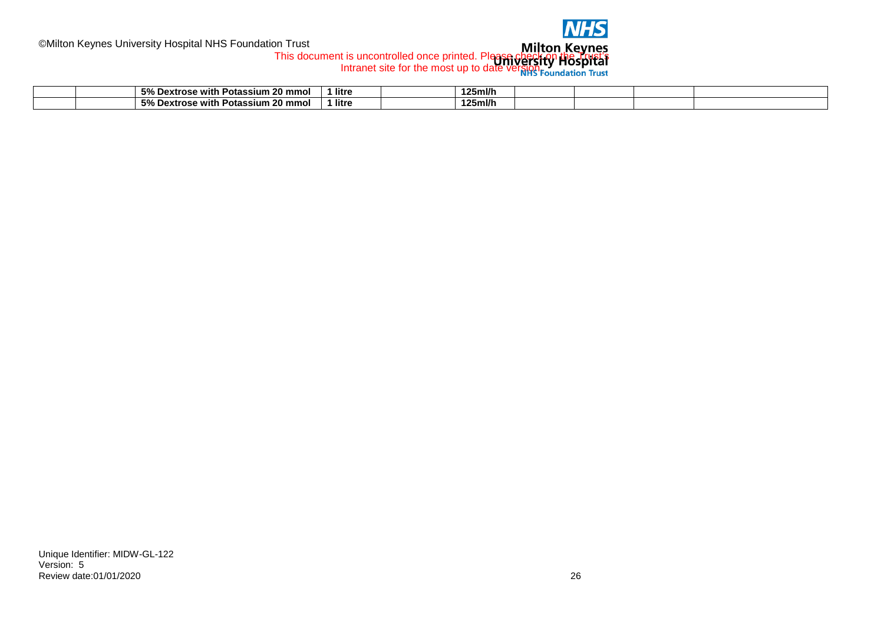| | | | | | | | | | |
|---|---|---|---|---|---|---|---|---|---|
| | | **5% Dextrose with Potassium 20 mmol** | **1 litre** | | **125ml/h** | | | | |
| | | **5% Dextrose with Potassium 20 mmol** | **1 litre** | | **125ml/h** | | | | |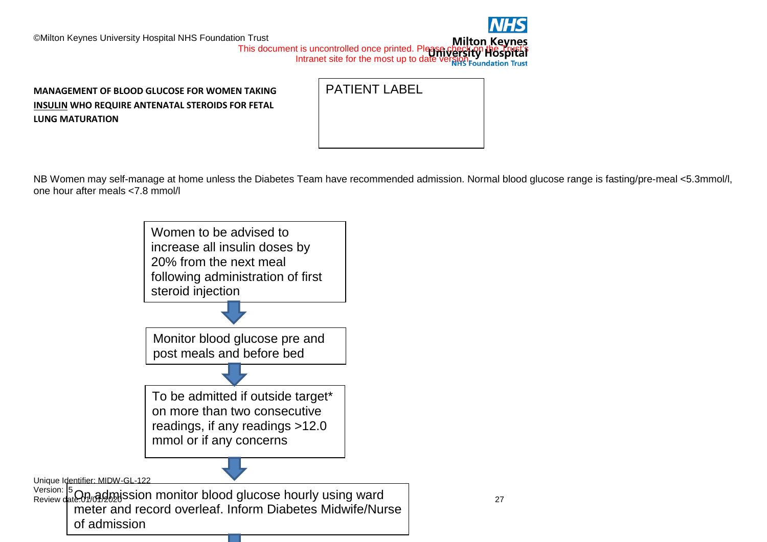**MANAGEMENT OF BLOOD GLUCOSE FOR WOMEN TAKING <u>INSULIN</u> WHO REQUIRE ANTENATAL STEROIDS FOR FETAL LUNG MATURATION**

PATIENT LABEL

NB Women may self-manage at home unless the Diabetes Team have recommended admission. Normal blood glucose range is fasting/pre-meal <5.3mmol/l, one hour after meals <7.8 mmol/l

Women to be advised to increase all insulin doses by 20% from the next meal following administration of first steroid injection

↓

Monitor blood glucose pre and post meals and before bed

↓

To be admitted if outside target* on more than two consecutive readings, if any readings >12.0 mmol or if any concerns

↓

On admission monitor blood glucose hourly using ward meter and record overleaf. Inform Diabetes Midwife/Nurse of admission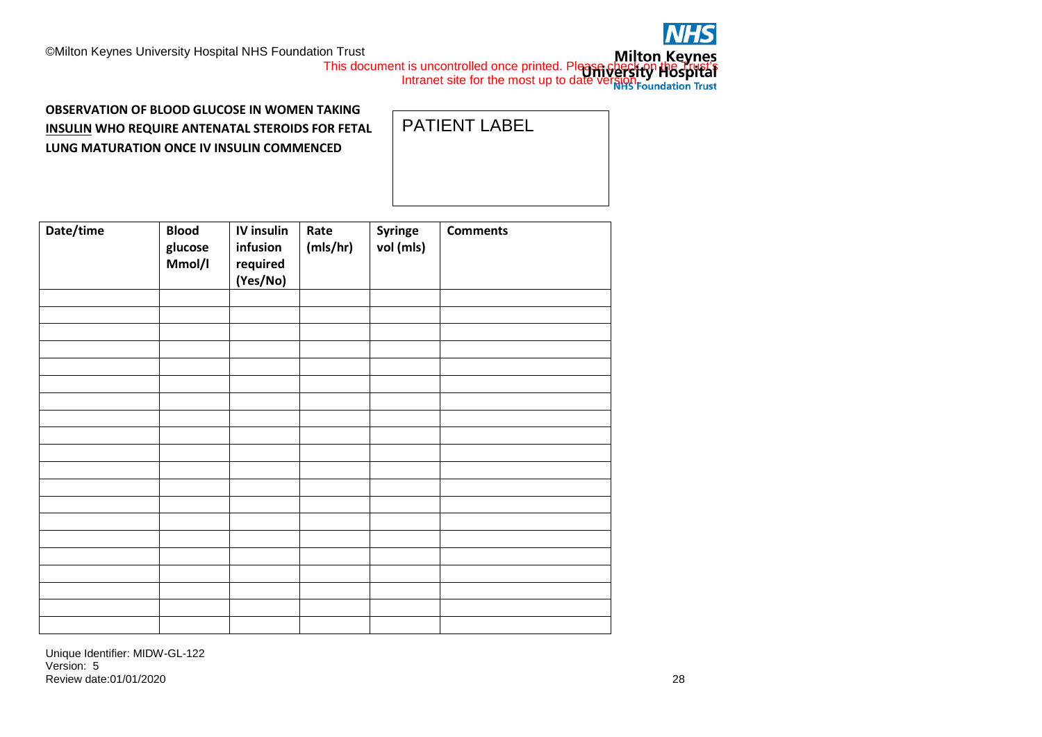**OBSERVATION OF BLOOD GLUCOSE IN WOMEN TAKING INSULIN WHO REQUIRE ANTENATAL STEROIDS FOR FETAL LUNG MATURATION ONCE IV INSULIN COMMENCED**

PATIENT LABEL

| Date/time | Blood glucose Mmol/l | IV insulin infusion required (Yes/No) | Rate (mls/hr) | Syringe vol (mls) | Comments |
|---|---|---|---|---|---|
| | | | | | |
| | | | | | |
| | | | | | |
| | | | | | |
| | | | | | |
| | | | | | |
| | | | | | |
| | | | | | |
| | | | | | |
| | | | | | |
| | | | | | |
| | | | | | |
| | | | | | |
| | | | | | |
| | | | | | |
| | | | | | |
| | | | | | |
| | | | | | |
| | | | | | |
| | | | | | |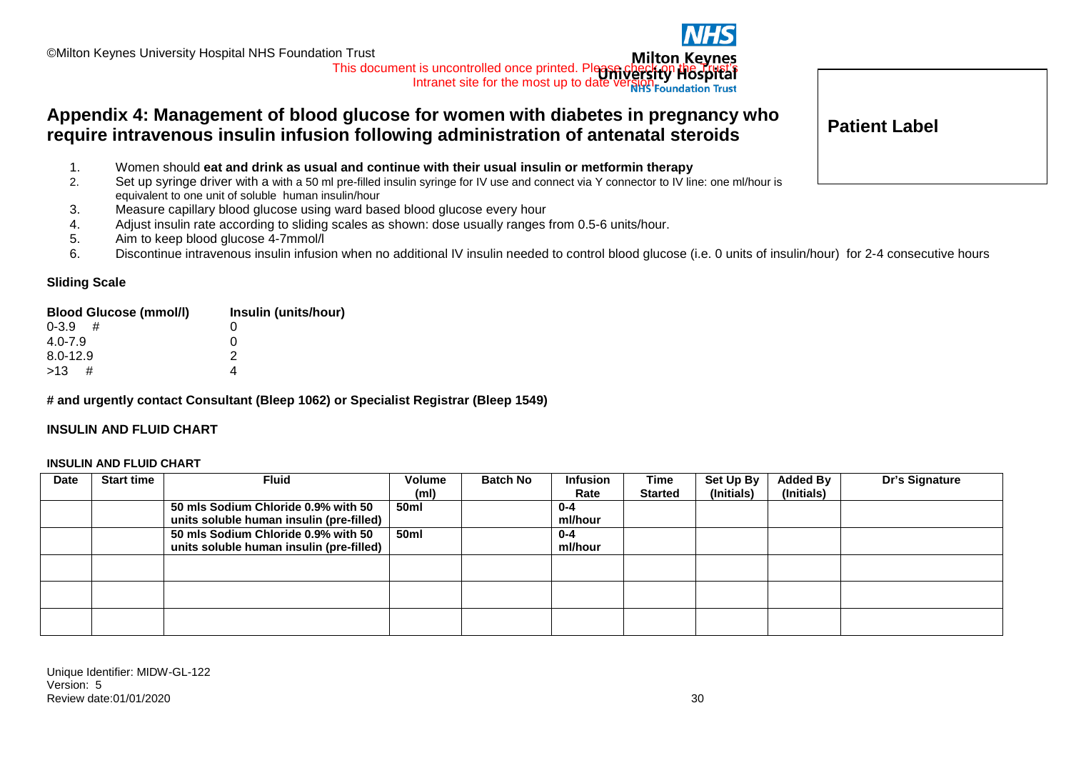# Appendix 4: Management of blood glucose for women with diabetes in pregnancy who require intravenous insulin infusion following administration of antenatal steroids

**Patient Label**

1. Women should **eat and drink as usual and continue with their usual insulin or metformin therapy**
2. Set up syringe driver with a with a 50 ml pre-filled insulin syringe for IV use and connect via Y connector to IV line: one ml/hour is equivalent to one unit of soluble human insulin/hour
3. Measure capillary blood glucose using ward based blood glucose every hour
4. Adjust insulin rate according to sliding scales as shown: dose usually ranges from 0.5-6 units/hour.
5. Aim to keep blood glucose 4-7mmol/l
6. Discontinue intravenous insulin infusion when no additional IV insulin needed to control blood glucose (i.e. 0 units of insulin/hour) for 2-4 consecutive hours

**Sliding Scale**

| Blood Glucose (mmol/l) | Insulin (units/hour) |
|---|---|
| 0-3.9 # | 0 |
| 4.0-7.9 | 0 |
| 8.0-12.9 | 2 |
| >13 # | 4 |

**# and urgently contact Consultant (Bleep 1062) or Specialist Registrar (Bleep 1549)**

**INSULIN AND FLUID CHART**

**INSULIN AND FLUID CHART**

| Date | Start time | Fluid | Volume (ml) | Batch No | Infusion Rate | Time Started | Set Up By (Initials) | Added By (Initials) | Dr's Signature |
|---|---|---|---|---|---|---|---|---|---|
| | | 50 mls Sodium Chloride 0.9% with 50 units soluble human insulin (pre-filled) | 50ml | | 0-4 ml/hour | | | | |
| | | 50 mls Sodium Chloride 0.9% with 50 units soluble human insulin (pre-filled) | 50ml | | 0-4 ml/hour | | | | |
| | | | | | | | | | |
| | | | | | | | | | |
| | | | | | | | | | |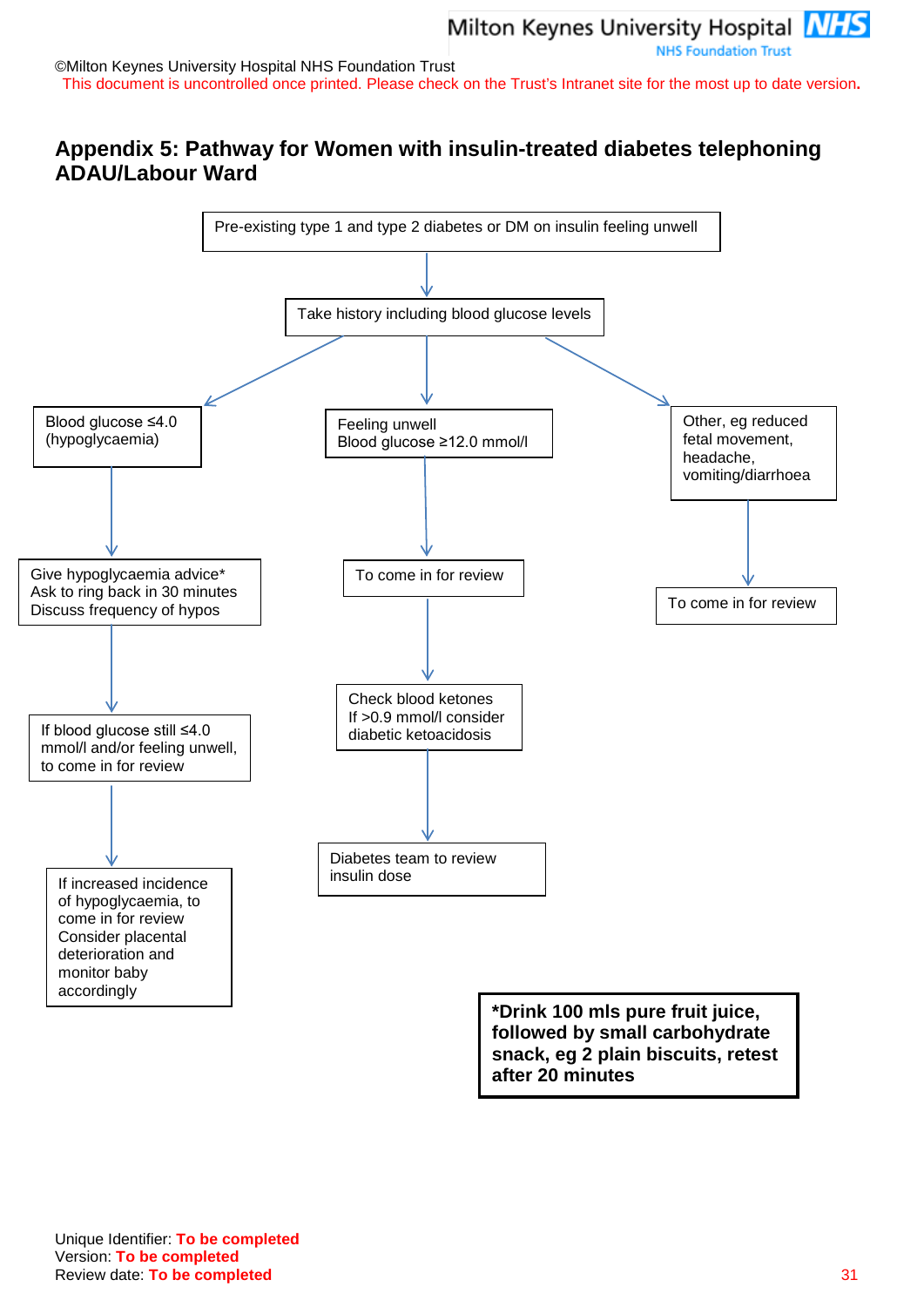©Milton Keynes University Hospital NHS Foundation Trust

This document is uncontrolled once printed. Please check on the Trust's Intranet site for the most up to date version.

## Appendix 5: Pathway for Women with insulin-treated diabetes telephoning ADAU/Labour Ward

Pre-existing type 1 and type 2 diabetes or DM on insulin feeling unwell

Take history including blood glucose levels

Blood glucose ≤4.0 (hypoglycaemia)

Give hypoglycaemia advice*
Ask to ring back in 30 minutes
Discuss frequency of hypos

If blood glucose still ≤4.0 mmol/l and/or feeling unwell, to come in for review

If increased incidence of hypoglycaemia, to come in for review
Consider placental deterioration and monitor baby accordingly

Feeling unwell
Blood glucose ≥12.0 mmol/l

To come in for review

Check blood ketones
If >0.9 mmol/l consider diabetic ketoacidosis

Diabetes team to review insulin dose

Other, eg reduced fetal movement, headache, vomiting/diarrhoea

To come in for review

**\*Drink 100 mls pure fruit juice, followed by small carbohydrate snack, eg 2 plain biscuits, retest after 20 minutes**

Unique Identifier: **To be completed**
Version: **To be completed**
Review date: **To be completed**